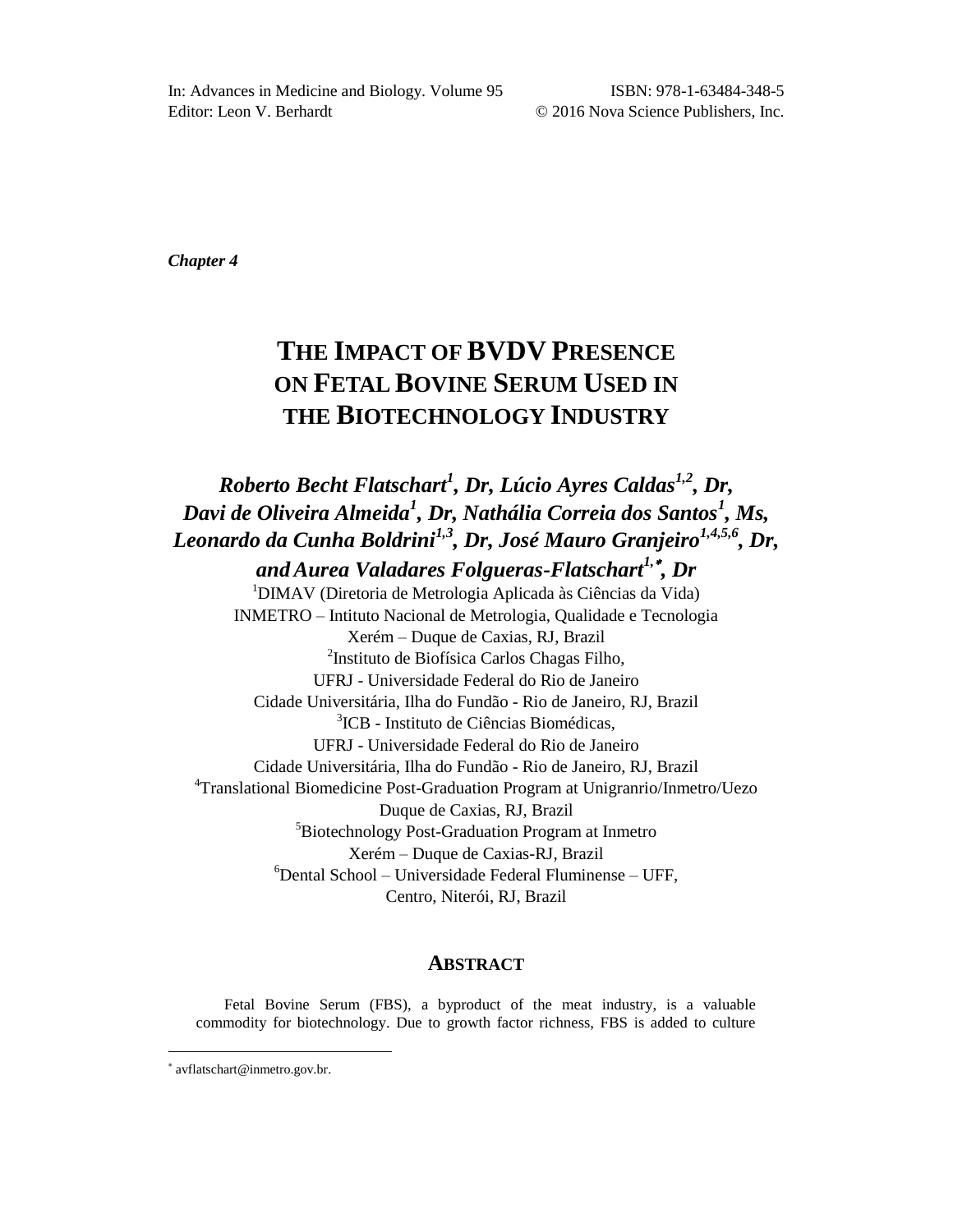In: Advances in Medicine and Biology. Volume 95
Editor: Leon V. Berhardt

ISBN: 978-1-63484-348-5
© 2016 Nova Science Publishers, Inc.

*Chapter 4*

# The Impact of BVDV Presence on Fetal Bovine Serum Used in the Biotechnology Industry

***Roberto Becht Flatschart[1], Dr, Lúcio Ayres Caldas[1,2], Dr, Davi de Oliveira Almeida[1], Dr, Nathália Correia dos Santos[1], Ms, Leonardo da Cunha Boldrini[1,3], Dr, José Mauro Granjeiro[1,4,5,6], Dr, and Aurea Valadares Folgueras-Flatschart[1,*], Dr***

[1]DIMAV (Diretoria de Metrologia Aplicada às Ciências da Vida)
INMETRO – Intituto Nacional de Metrologia, Qualidade e Tecnologia
Xerém – Duque de Caxias, RJ, Brazil

[2]Instituto de Biofísica Carlos Chagas Filho,
UFRJ - Universidade Federal do Rio de Janeiro
Cidade Universitária, Ilha do Fundão - Rio de Janeiro, RJ, Brazil

[3]ICB - Instituto de Ciências Biomédicas,
UFRJ - Universidade Federal do Rio de Janeiro
Cidade Universitária, Ilha do Fundão - Rio de Janeiro, RJ, Brazil

[4]Translational Biomedicine Post-Graduation Program at Unigranrio/Inmetro/Uezo
Duque de Caxias, RJ, Brazil

[5]Biotechnology Post-Graduation Program at Inmetro
Xerém – Duque de Caxias-RJ, Brazil

[6]Dental School – Universidade Federal Fluminense – UFF,
Centro, Niterói, RJ, Brazil

## Abstract

Fetal Bovine Serum (FBS), a byproduct of the meat industry, is a valuable commodity for biotechnology. Due to growth factor richness, FBS is added to culture

[*] avflatschart@inmetro.gov.br.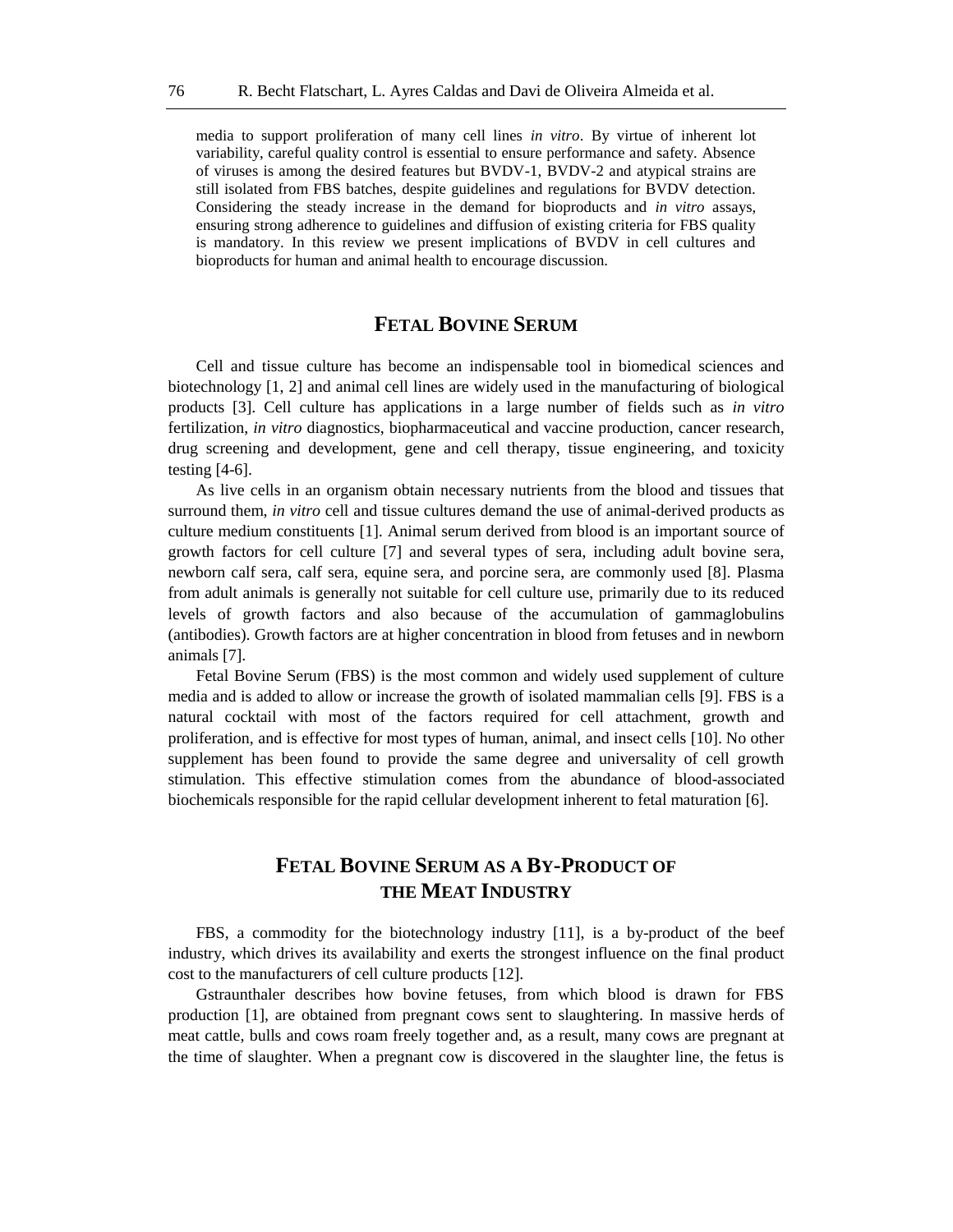media to support proliferation of many cell lines *in vitro*. By virtue of inherent lot variability, careful quality control is essential to ensure performance and safety. Absence of viruses is among the desired features but BVDV-1, BVDV-2 and atypical strains are still isolated from FBS batches, despite guidelines and regulations for BVDV detection. Considering the steady increase in the demand for bioproducts and *in vitro* assays, ensuring strong adherence to guidelines and diffusion of existing criteria for FBS quality is mandatory. In this review we present implications of BVDV in cell cultures and bioproducts for human and animal health to encourage discussion.

## Fetal Bovine Serum

Cell and tissue culture has become an indispensable tool in biomedical sciences and biotechnology [1, 2] and animal cell lines are widely used in the manufacturing of biological products [3]. Cell culture has applications in a large number of fields such as *in vitro* fertilization, *in vitro* diagnostics, biopharmaceutical and vaccine production, cancer research, drug screening and development, gene and cell therapy, tissue engineering, and toxicity testing [4-6].

As live cells in an organism obtain necessary nutrients from the blood and tissues that surround them, *in vitro* cell and tissue cultures demand the use of animal-derived products as culture medium constituents [1]. Animal serum derived from blood is an important source of growth factors for cell culture [7] and several types of sera, including adult bovine sera, newborn calf sera, calf sera, equine sera, and porcine sera, are commonly used [8]. Plasma from adult animals is generally not suitable for cell culture use, primarily due to its reduced levels of growth factors and also because of the accumulation of gammaglobulins (antibodies). Growth factors are at higher concentration in blood from fetuses and in newborn animals [7].

Fetal Bovine Serum (FBS) is the most common and widely used supplement of culture media and is added to allow or increase the growth of isolated mammalian cells [9]. FBS is a natural cocktail with most of the factors required for cell attachment, growth and proliferation, and is effective for most types of human, animal, and insect cells [10]. No other supplement has been found to provide the same degree and universality of cell growth stimulation. This effective stimulation comes from the abundance of blood-associated biochemicals responsible for the rapid cellular development inherent to fetal maturation [6].

## Fetal Bovine Serum as a By-Product of the Meat Industry

FBS, a commodity for the biotechnology industry [11], is a by-product of the beef industry, which drives its availability and exerts the strongest influence on the final product cost to the manufacturers of cell culture products [12].

Gstraunthaler describes how bovine fetuses, from which blood is drawn for FBS production [1], are obtained from pregnant cows sent to slaughtering. In massive herds of meat cattle, bulls and cows roam freely together and, as a result, many cows are pregnant at the time of slaughter. When a pregnant cow is discovered in the slaughter line, the fetus is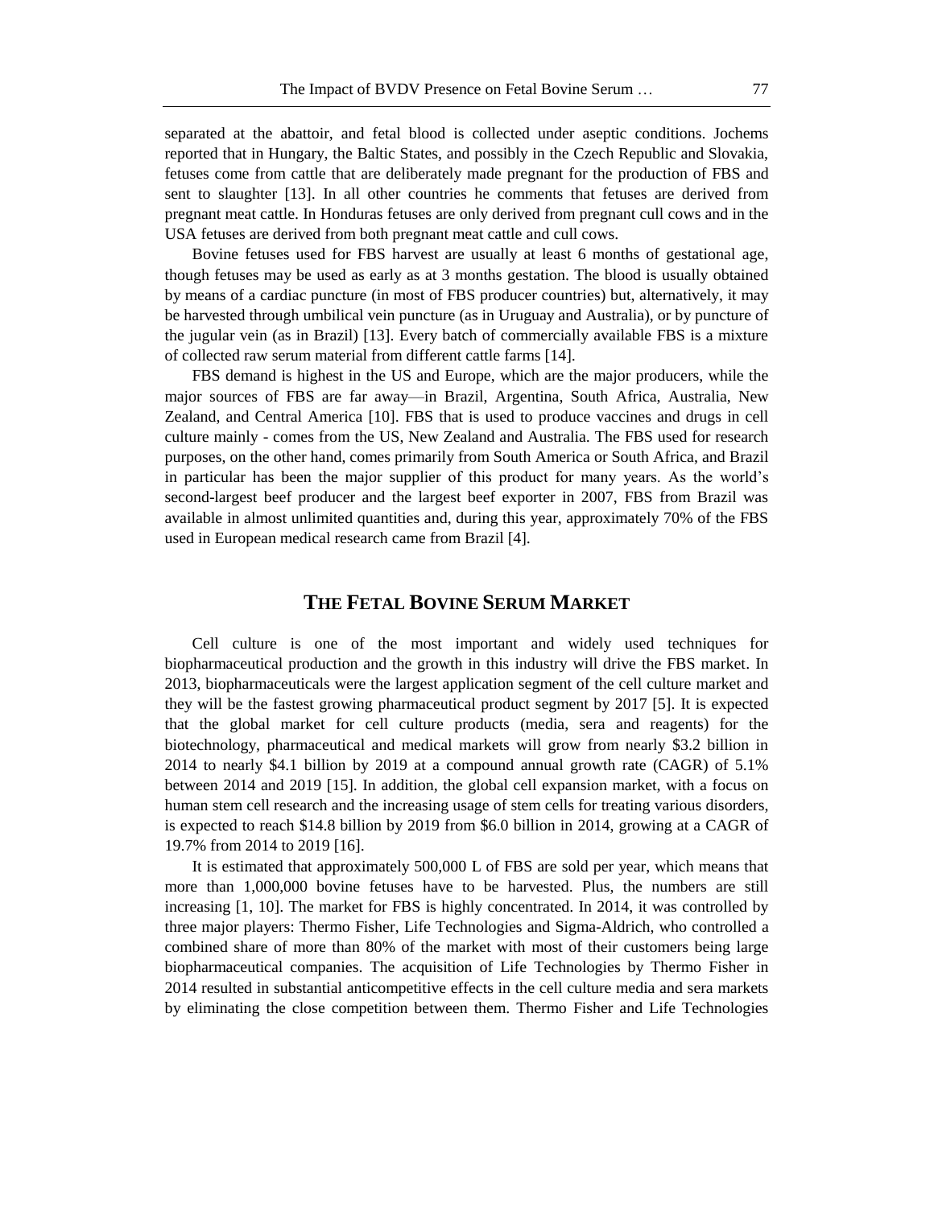separated at the abattoir, and fetal blood is collected under aseptic conditions. Jochems reported that in Hungary, the Baltic States, and possibly in the Czech Republic and Slovakia, fetuses come from cattle that are deliberately made pregnant for the production of FBS and sent to slaughter [13]. In all other countries he comments that fetuses are derived from pregnant meat cattle. In Honduras fetuses are only derived from pregnant cull cows and in the USA fetuses are derived from both pregnant meat cattle and cull cows.

Bovine fetuses used for FBS harvest are usually at least 6 months of gestational age, though fetuses may be used as early as at 3 months gestation. The blood is usually obtained by means of a cardiac puncture (in most of FBS producer countries) but, alternatively, it may be harvested through umbilical vein puncture (as in Uruguay and Australia), or by puncture of the jugular vein (as in Brazil) [13]. Every batch of commercially available FBS is a mixture of collected raw serum material from different cattle farms [14].

FBS demand is highest in the US and Europe, which are the major producers, while the major sources of FBS are far away—in Brazil, Argentina, South Africa, Australia, New Zealand, and Central America [10]. FBS that is used to produce vaccines and drugs in cell culture mainly - comes from the US, New Zealand and Australia. The FBS used for research purposes, on the other hand, comes primarily from South America or South Africa, and Brazil in particular has been the major supplier of this product for many years. As the world's second-largest beef producer and the largest beef exporter in 2007, FBS from Brazil was available in almost unlimited quantities and, during this year, approximately 70% of the FBS used in European medical research came from Brazil [4].

## The Fetal Bovine Serum Market

Cell culture is one of the most important and widely used techniques for biopharmaceutical production and the growth in this industry will drive the FBS market. In 2013, biopharmaceuticals were the largest application segment of the cell culture market and they will be the fastest growing pharmaceutical product segment by 2017 [5]. It is expected that the global market for cell culture products (media, sera and reagents) for the biotechnology, pharmaceutical and medical markets will grow from nearly \$3.2 billion in 2014 to nearly \$4.1 billion by 2019 at a compound annual growth rate (CAGR) of 5.1% between 2014 and 2019 [15]. In addition, the global cell expansion market, with a focus on human stem cell research and the increasing usage of stem cells for treating various disorders, is expected to reach \$14.8 billion by 2019 from \$6.0 billion in 2014, growing at a CAGR of 19.7% from 2014 to 2019 [16].

It is estimated that approximately 500,000 L of FBS are sold per year, which means that more than 1,000,000 bovine fetuses have to be harvested. Plus, the numbers are still increasing [1, 10]. The market for FBS is highly concentrated. In 2014, it was controlled by three major players: Thermo Fisher, Life Technologies and Sigma-Aldrich, who controlled a combined share of more than 80% of the market with most of their customers being large biopharmaceutical companies. The acquisition of Life Technologies by Thermo Fisher in 2014 resulted in substantial anticompetitive effects in the cell culture media and sera markets by eliminating the close competition between them. Thermo Fisher and Life Technologies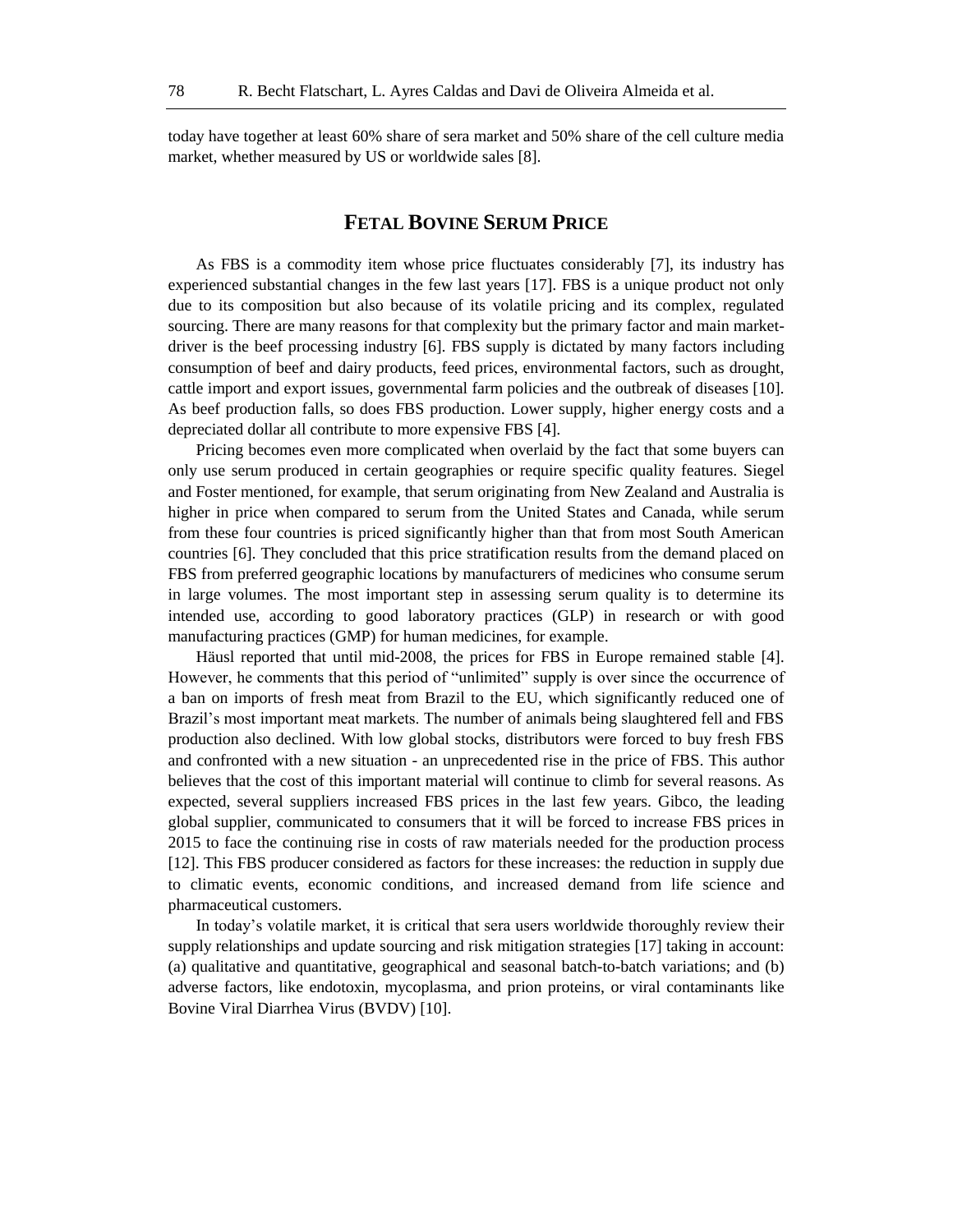today have together at least 60% share of sera market and 50% share of the cell culture media market, whether measured by US or worldwide sales [8].

## FETAL BOVINE SERUM PRICE

As FBS is a commodity item whose price fluctuates considerably [7], its industry has experienced substantial changes in the few last years [17]. FBS is a unique product not only due to its composition but also because of its volatile pricing and its complex, regulated sourcing. There are many reasons for that complexity but the primary factor and main market-driver is the beef processing industry [6]. FBS supply is dictated by many factors including consumption of beef and dairy products, feed prices, environmental factors, such as drought, cattle import and export issues, governmental farm policies and the outbreak of diseases [10]. As beef production falls, so does FBS production. Lower supply, higher energy costs and a depreciated dollar all contribute to more expensive FBS [4].

Pricing becomes even more complicated when overlaid by the fact that some buyers can only use serum produced in certain geographies or require specific quality features. Siegel and Foster mentioned, for example, that serum originating from New Zealand and Australia is higher in price when compared to serum from the United States and Canada, while serum from these four countries is priced significantly higher than that from most South American countries [6]. They concluded that this price stratification results from the demand placed on FBS from preferred geographic locations by manufacturers of medicines who consume serum in large volumes. The most important step in assessing serum quality is to determine its intended use, according to good laboratory practices (GLP) in research or with good manufacturing practices (GMP) for human medicines, for example.

Häusl reported that until mid-2008, the prices for FBS in Europe remained stable [4]. However, he comments that this period of "unlimited" supply is over since the occurrence of a ban on imports of fresh meat from Brazil to the EU, which significantly reduced one of Brazil's most important meat markets. The number of animals being slaughtered fell and FBS production also declined. With low global stocks, distributors were forced to buy fresh FBS and confronted with a new situation - an unprecedented rise in the price of FBS. This author believes that the cost of this important material will continue to climb for several reasons. As expected, several suppliers increased FBS prices in the last few years. Gibco, the leading global supplier, communicated to consumers that it will be forced to increase FBS prices in 2015 to face the continuing rise in costs of raw materials needed for the production process [12]. This FBS producer considered as factors for these increases: the reduction in supply due to climatic events, economic conditions, and increased demand from life science and pharmaceutical customers.

In today's volatile market, it is critical that sera users worldwide thoroughly review their supply relationships and update sourcing and risk mitigation strategies [17] taking in account: (a) qualitative and quantitative, geographical and seasonal batch-to-batch variations; and (b) adverse factors, like endotoxin, mycoplasma, and prion proteins, or viral contaminants like Bovine Viral Diarrhea Virus (BVDV) [10].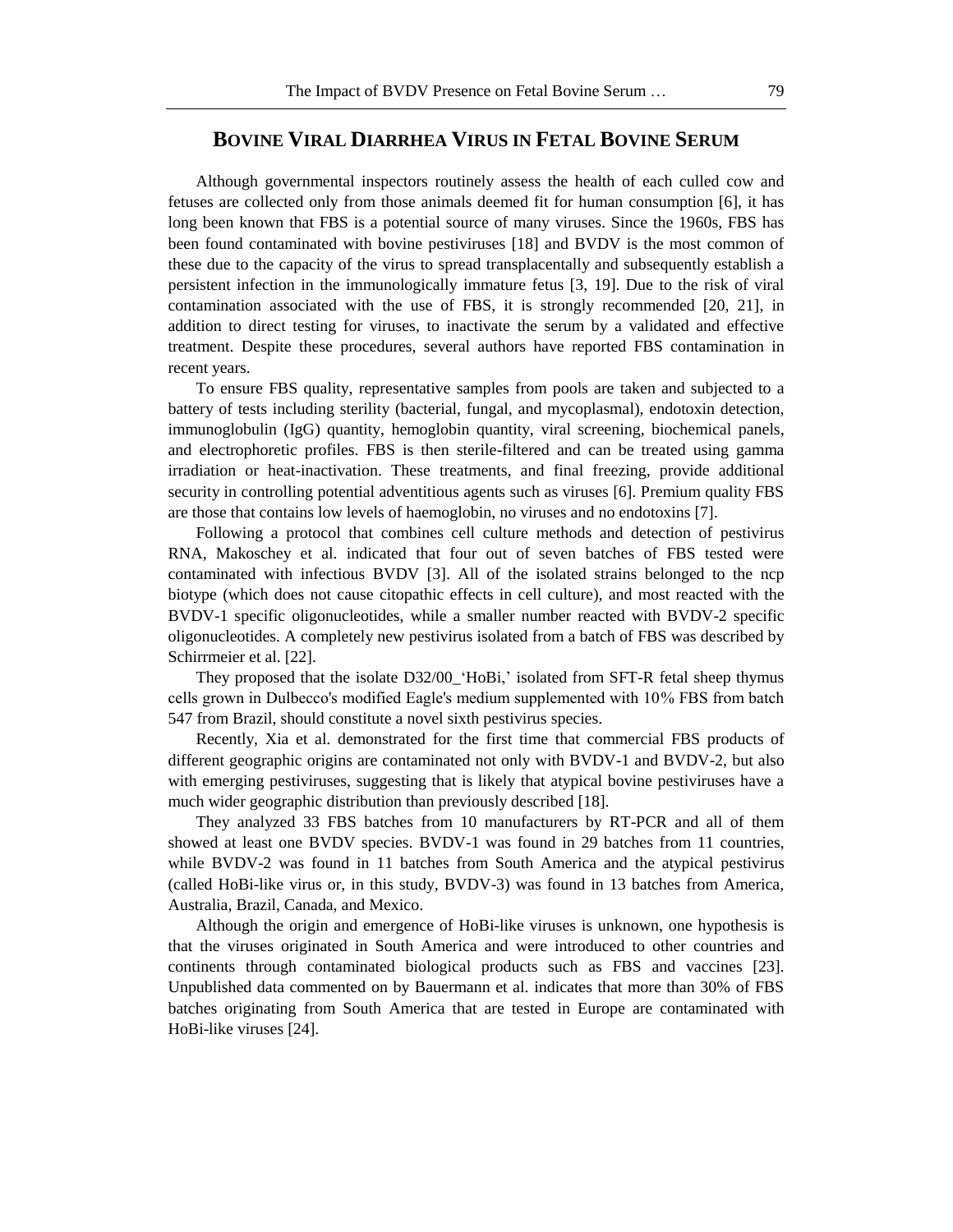## BOVINE VIRAL DIARRHEA VIRUS IN FETAL BOVINE SERUM

Although governmental inspectors routinely assess the health of each culled cow and fetuses are collected only from those animals deemed fit for human consumption [6], it has long been known that FBS is a potential source of many viruses. Since the 1960s, FBS has been found contaminated with bovine pestiviruses [18] and BVDV is the most common of these due to the capacity of the virus to spread transplacentally and subsequently establish a persistent infection in the immunologically immature fetus [3, 19]. Due to the risk of viral contamination associated with the use of FBS, it is strongly recommended [20, 21], in addition to direct testing for viruses, to inactivate the serum by a validated and effective treatment. Despite these procedures, several authors have reported FBS contamination in recent years.

To ensure FBS quality, representative samples from pools are taken and subjected to a battery of tests including sterility (bacterial, fungal, and mycoplasmal), endotoxin detection, immunoglobulin (IgG) quantity, hemoglobin quantity, viral screening, biochemical panels, and electrophoretic profiles. FBS is then sterile-filtered and can be treated using gamma irradiation or heat-inactivation. These treatments, and final freezing, provide additional security in controlling potential adventitious agents such as viruses [6]. Premium quality FBS are those that contains low levels of haemoglobin, no viruses and no endotoxins [7].

Following a protocol that combines cell culture methods and detection of pestivirus RNA, Makoschey et al. indicated that four out of seven batches of FBS tested were contaminated with infectious BVDV [3]. All of the isolated strains belonged to the ncp biotype (which does not cause citopathic effects in cell culture), and most reacted with the BVDV-1 specific oligonucleotides, while a smaller number reacted with BVDV-2 specific oligonucleotides. A completely new pestivirus isolated from a batch of FBS was described by Schirrmeier et al. [22].

They proposed that the isolate D32/00_'HoBi,' isolated from SFT-R fetal sheep thymus cells grown in Dulbecco's modified Eagle's medium supplemented with 10% FBS from batch 547 from Brazil, should constitute a novel sixth pestivirus species.

Recently, Xia et al. demonstrated for the first time that commercial FBS products of different geographic origins are contaminated not only with BVDV-1 and BVDV-2, but also with emerging pestiviruses, suggesting that is likely that atypical bovine pestiviruses have a much wider geographic distribution than previously described [18].

They analyzed 33 FBS batches from 10 manufacturers by RT-PCR and all of them showed at least one BVDV species. BVDV-1 was found in 29 batches from 11 countries, while BVDV-2 was found in 11 batches from South America and the atypical pestivirus (called HoBi-like virus or, in this study, BVDV-3) was found in 13 batches from America, Australia, Brazil, Canada, and Mexico.

Although the origin and emergence of HoBi-like viruses is unknown, one hypothesis is that the viruses originated in South America and were introduced to other countries and continents through contaminated biological products such as FBS and vaccines [23]. Unpublished data commented on by Bauermann et al. indicates that more than 30% of FBS batches originating from South America that are tested in Europe are contaminated with HoBi-like viruses [24].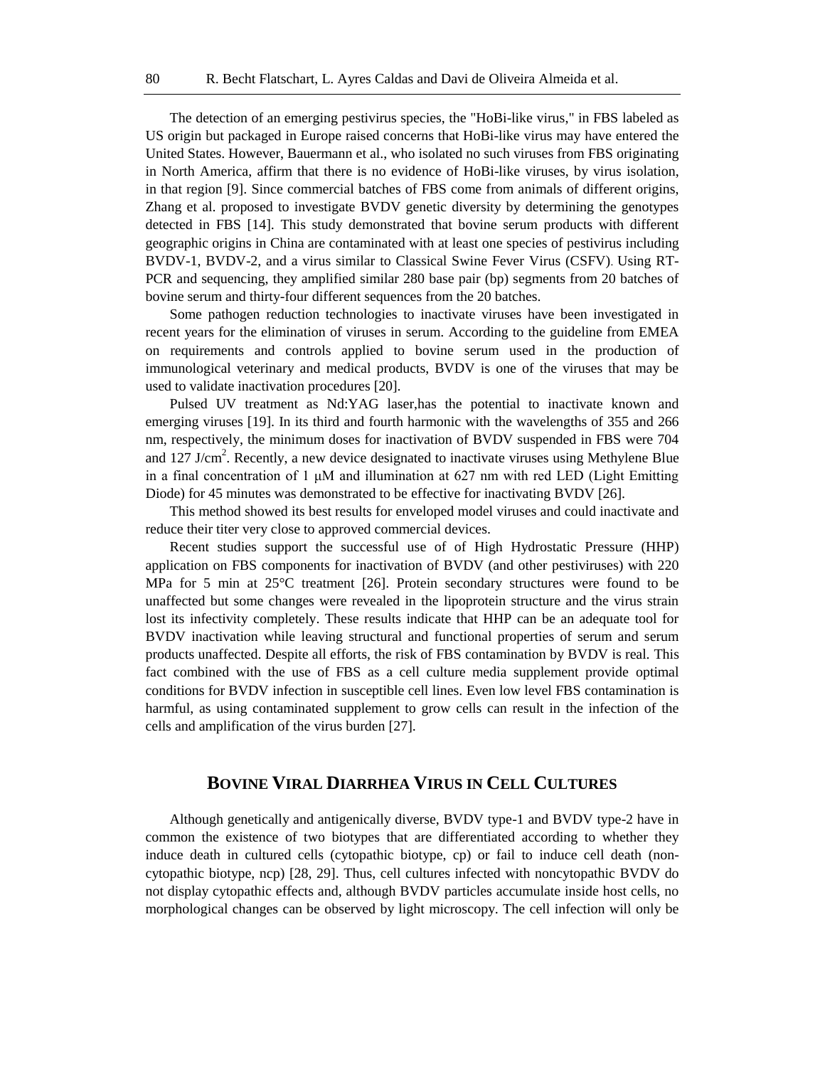The detection of an emerging pestivirus species, the "HoBi-like virus," in FBS labeled as US origin but packaged in Europe raised concerns that HoBi-like virus may have entered the United States. However, Bauermann et al., who isolated no such viruses from FBS originating in North America, affirm that there is no evidence of HoBi-like viruses, by virus isolation, in that region [9]. Since commercial batches of FBS come from animals of different origins, Zhang et al. proposed to investigate BVDV genetic diversity by determining the genotypes detected in FBS [14]. This study demonstrated that bovine serum products with different geographic origins in China are contaminated with at least one species of pestivirus including BVDV-1, BVDV-2, and a virus similar to Classical Swine Fever Virus (CSFV). Using RT-PCR and sequencing, they amplified similar 280 base pair (bp) segments from 20 batches of bovine serum and thirty-four different sequences from the 20 batches.

Some pathogen reduction technologies to inactivate viruses have been investigated in recent years for the elimination of viruses in serum. According to the guideline from EMEA on requirements and controls applied to bovine serum used in the production of immunological veterinary and medical products, BVDV is one of the viruses that may be used to validate inactivation procedures [20].

Pulsed UV treatment as Nd:YAG laser,has the potential to inactivate known and emerging viruses [19]. In its third and fourth harmonic with the wavelengths of 355 and 266 nm, respectively, the minimum doses for inactivation of BVDV suspended in FBS were 704 and 127 J/cm$^2$. Recently, a new device designated to inactivate viruses using Methylene Blue in a final concentration of 1 μM and illumination at 627 nm with red LED (Light Emitting Diode) for 45 minutes was demonstrated to be effective for inactivating BVDV [26].

This method showed its best results for enveloped model viruses and could inactivate and reduce their titer very close to approved commercial devices.

Recent studies support the successful use of of High Hydrostatic Pressure (HHP) application on FBS components for inactivation of BVDV (and other pestiviruses) with 220 MPa for 5 min at 25°C treatment [26]. Protein secondary structures were found to be unaffected but some changes were revealed in the lipoprotein structure and the virus strain lost its infectivity completely. These results indicate that HHP can be an adequate tool for BVDV inactivation while leaving structural and functional properties of serum and serum products unaffected. Despite all efforts, the risk of FBS contamination by BVDV is real. This fact combined with the use of FBS as a cell culture media supplement provide optimal conditions for BVDV infection in susceptible cell lines. Even low level FBS contamination is harmful, as using contaminated supplement to grow cells can result in the infection of the cells and amplification of the virus burden [27].

## Bovine Viral Diarrhea Virus in Cell Cultures

Although genetically and antigenically diverse, BVDV type-1 and BVDV type-2 have in common the existence of two biotypes that are differentiated according to whether they induce death in cultured cells (cytopathic biotype, cp) or fail to induce cell death (non-cytopathic biotype, ncp) [28, 29]. Thus, cell cultures infected with noncytopathic BVDV do not display cytopathic effects and, although BVDV particles accumulate inside host cells, no morphological changes can be observed by light microscopy. The cell infection will only be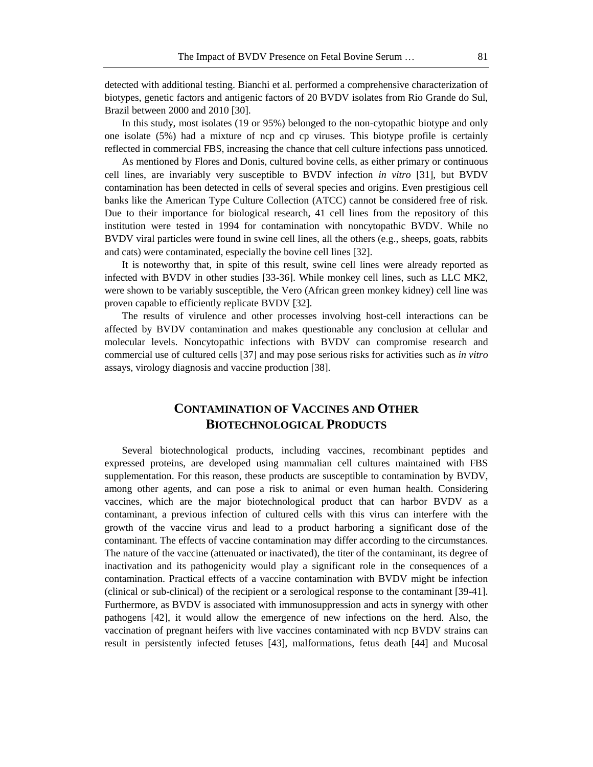detected with additional testing. Bianchi et al. performed a comprehensive characterization of biotypes, genetic factors and antigenic factors of 20 BVDV isolates from Rio Grande do Sul, Brazil between 2000 and 2010 [30].

In this study, most isolates (19 or 95%) belonged to the non-cytopathic biotype and only one isolate (5%) had a mixture of ncp and cp viruses. This biotype profile is certainly reflected in commercial FBS, increasing the chance that cell culture infections pass unnoticed.

As mentioned by Flores and Donis, cultured bovine cells, as either primary or continuous cell lines, are invariably very susceptible to BVDV infection *in vitro* [31], but BVDV contamination has been detected in cells of several species and origins. Even prestigious cell banks like the American Type Culture Collection (ATCC) cannot be considered free of risk. Due to their importance for biological research, 41 cell lines from the repository of this institution were tested in 1994 for contamination with noncytopathic BVDV. While no BVDV viral particles were found in swine cell lines, all the others (e.g., sheeps, goats, rabbits and cats) were contaminated, especially the bovine cell lines [32].

It is noteworthy that, in spite of this result, swine cell lines were already reported as infected with BVDV in other studies [33-36]. While monkey cell lines, such as LLC MK2, were shown to be variably susceptible, the Vero (African green monkey kidney) cell line was proven capable to efficiently replicate BVDV [32].

The results of virulence and other processes involving host-cell interactions can be affected by BVDV contamination and makes questionable any conclusion at cellular and molecular levels. Noncytopathic infections with BVDV can compromise research and commercial use of cultured cells [37] and may pose serious risks for activities such as *in vitro* assays, virology diagnosis and vaccine production [38].

## Contamination of Vaccines and Other Biotechnological Products

Several biotechnological products, including vaccines, recombinant peptides and expressed proteins, are developed using mammalian cell cultures maintained with FBS supplementation. For this reason, these products are susceptible to contamination by BVDV, among other agents, and can pose a risk to animal or even human health. Considering vaccines, which are the major biotechnological product that can harbor BVDV as a contaminant, a previous infection of cultured cells with this virus can interfere with the growth of the vaccine virus and lead to a product harboring a significant dose of the contaminant. The effects of vaccine contamination may differ according to the circumstances. The nature of the vaccine (attenuated or inactivated), the titer of the contaminant, its degree of inactivation and its pathogenicity would play a significant role in the consequences of a contamination. Practical effects of a vaccine contamination with BVDV might be infection (clinical or sub-clinical) of the recipient or a serological response to the contaminant [39-41]. Furthermore, as BVDV is associated with immunosuppression and acts in synergy with other pathogens [42], it would allow the emergence of new infections on the herd. Also, the vaccination of pregnant heifers with live vaccines contaminated with ncp BVDV strains can result in persistently infected fetuses [43], malformations, fetus death [44] and Mucosal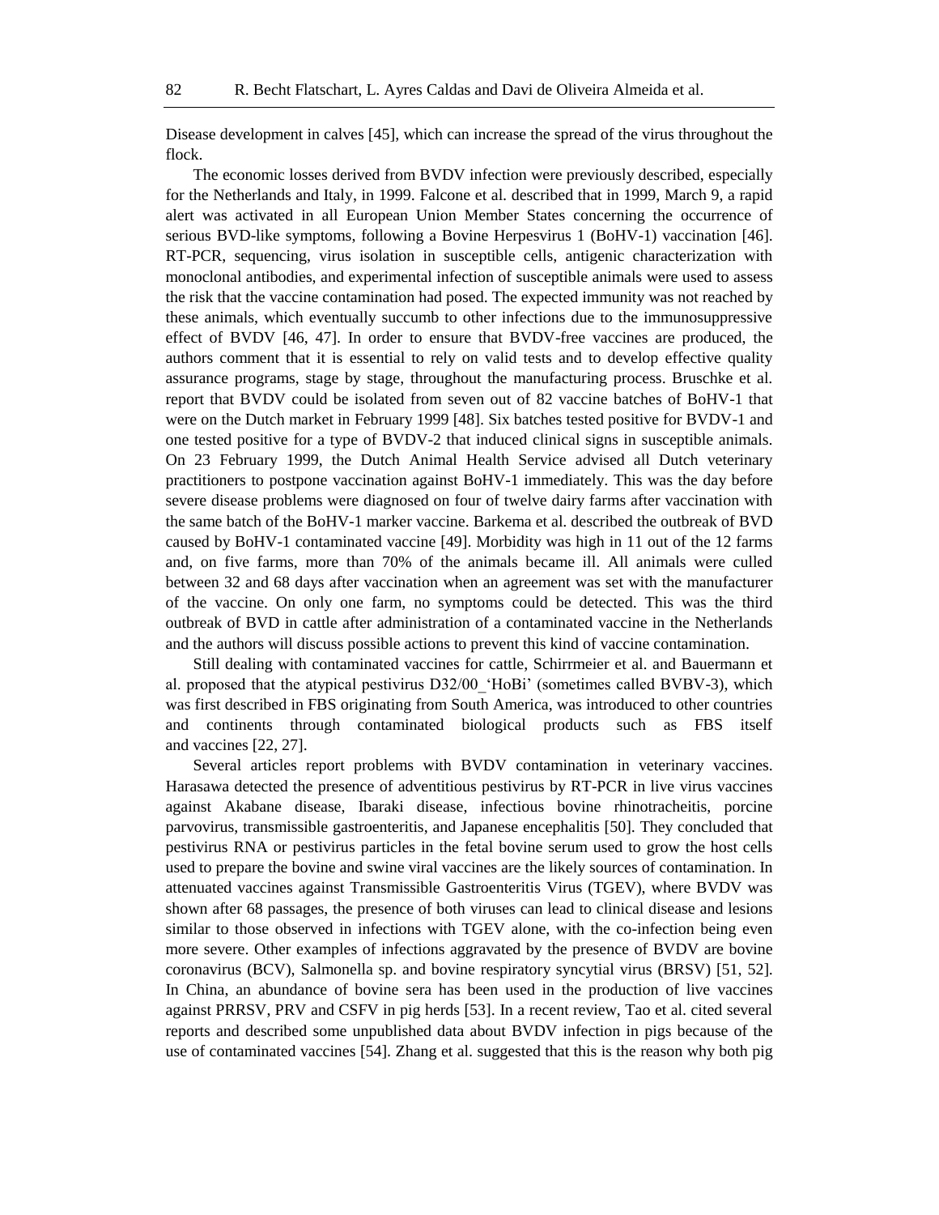Disease development in calves [45], which can increase the spread of the virus throughout the flock.

The economic losses derived from BVDV infection were previously described, especially for the Netherlands and Italy, in 1999. Falcone et al. described that in 1999, March 9, a rapid alert was activated in all European Union Member States concerning the occurrence of serious BVD-like symptoms, following a Bovine Herpesvirus 1 (BoHV-1) vaccination [46]. RT-PCR, sequencing, virus isolation in susceptible cells, antigenic characterization with monoclonal antibodies, and experimental infection of susceptible animals were used to assess the risk that the vaccine contamination had posed. The expected immunity was not reached by these animals, which eventually succumb to other infections due to the immunosuppressive effect of BVDV [46, 47]. In order to ensure that BVDV-free vaccines are produced, the authors comment that it is essential to rely on valid tests and to develop effective quality assurance programs, stage by stage, throughout the manufacturing process. Bruschke et al. report that BVDV could be isolated from seven out of 82 vaccine batches of BoHV-1 that were on the Dutch market in February 1999 [48]. Six batches tested positive for BVDV-1 and one tested positive for a type of BVDV-2 that induced clinical signs in susceptible animals. On 23 February 1999, the Dutch Animal Health Service advised all Dutch veterinary practitioners to postpone vaccination against BoHV-1 immediately. This was the day before severe disease problems were diagnosed on four of twelve dairy farms after vaccination with the same batch of the BoHV-1 marker vaccine. Barkema et al. described the outbreak of BVD caused by BoHV-1 contaminated vaccine [49]. Morbidity was high in 11 out of the 12 farms and, on five farms, more than 70% of the animals became ill. All animals were culled between 32 and 68 days after vaccination when an agreement was set with the manufacturer of the vaccine. On only one farm, no symptoms could be detected. This was the third outbreak of BVD in cattle after administration of a contaminated vaccine in the Netherlands and the authors will discuss possible actions to prevent this kind of vaccine contamination.

Still dealing with contaminated vaccines for cattle, Schirrmeier et al. and Bauermann et al. proposed that the atypical pestivirus D32/00_'HoBi' (sometimes called BVBV-3), which was first described in FBS originating from South America, was introduced to other countries and continents through contaminated biological products such as FBS itself and vaccines [22, 27].

Several articles report problems with BVDV contamination in veterinary vaccines. Harasawa detected the presence of adventitious pestivirus by RT-PCR in live virus vaccines against Akabane disease, Ibaraki disease, infectious bovine rhinotracheitis, porcine parvovirus, transmissible gastroenteritis, and Japanese encephalitis [50]. They concluded that pestivirus RNA or pestivirus particles in the fetal bovine serum used to grow the host cells used to prepare the bovine and swine viral vaccines are the likely sources of contamination. In attenuated vaccines against Transmissible Gastroenteritis Virus (TGEV), where BVDV was shown after 68 passages, the presence of both viruses can lead to clinical disease and lesions similar to those observed in infections with TGEV alone, with the co-infection being even more severe. Other examples of infections aggravated by the presence of BVDV are bovine coronavirus (BCV), Salmonella sp. and bovine respiratory syncytial virus (BRSV) [51, 52]. In China, an abundance of bovine sera has been used in the production of live vaccines against PRRSV, PRV and CSFV in pig herds [53]. In a recent review, Tao et al. cited several reports and described some unpublished data about BVDV infection in pigs because of the use of contaminated vaccines [54]. Zhang et al. suggested that this is the reason why both pig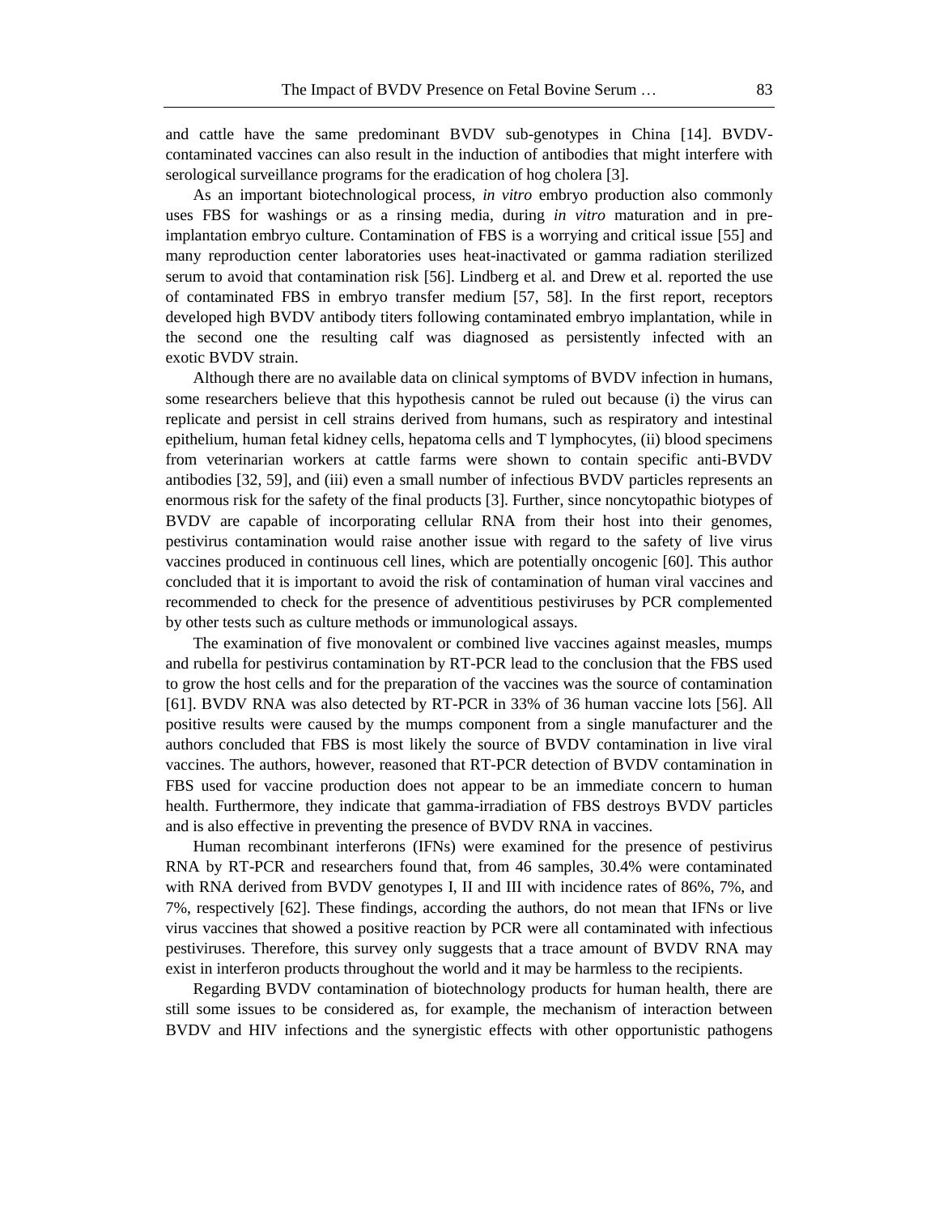and cattle have the same predominant BVDV sub-genotypes in China [14]. BVDV-contaminated vaccines can also result in the induction of antibodies that might interfere with serological surveillance programs for the eradication of hog cholera [3].

As an important biotechnological process, *in vitro* embryo production also commonly uses FBS for washings or as a rinsing media, during *in vitro* maturation and in pre-implantation embryo culture. Contamination of FBS is a worrying and critical issue [55] and many reproduction center laboratories uses heat-inactivated or gamma radiation sterilized serum to avoid that contamination risk [56]. Lindberg et al. and Drew et al. reported the use of contaminated FBS in embryo transfer medium [57, 58]. In the first report, receptors developed high BVDV antibody titers following contaminated embryo implantation, while in the second one the resulting calf was diagnosed as persistently infected with an exotic BVDV strain.

Although there are no available data on clinical symptoms of BVDV infection in humans, some researchers believe that this hypothesis cannot be ruled out because (i) the virus can replicate and persist in cell strains derived from humans, such as respiratory and intestinal epithelium, human fetal kidney cells, hepatoma cells and T lymphocytes, (ii) blood specimens from veterinarian workers at cattle farms were shown to contain specific anti-BVDV antibodies [32, 59], and (iii) even a small number of infectious BVDV particles represents an enormous risk for the safety of the final products [3]. Further, since noncytopathic biotypes of BVDV are capable of incorporating cellular RNA from their host into their genomes, pestivirus contamination would raise another issue with regard to the safety of live virus vaccines produced in continuous cell lines, which are potentially oncogenic [60]. This author concluded that it is important to avoid the risk of contamination of human viral vaccines and recommended to check for the presence of adventitious pestiviruses by PCR complemented by other tests such as culture methods or immunological assays.

The examination of five monovalent or combined live vaccines against measles, mumps and rubella for pestivirus contamination by RT-PCR lead to the conclusion that the FBS used to grow the host cells and for the preparation of the vaccines was the source of contamination [61]. BVDV RNA was also detected by RT-PCR in 33% of 36 human vaccine lots [56]. All positive results were caused by the mumps component from a single manufacturer and the authors concluded that FBS is most likely the source of BVDV contamination in live viral vaccines. The authors, however, reasoned that RT-PCR detection of BVDV contamination in FBS used for vaccine production does not appear to be an immediate concern to human health. Furthermore, they indicate that gamma-irradiation of FBS destroys BVDV particles and is also effective in preventing the presence of BVDV RNA in vaccines.

Human recombinant interferons (IFNs) were examined for the presence of pestivirus RNA by RT-PCR and researchers found that, from 46 samples, 30.4% were contaminated with RNA derived from BVDV genotypes I, II and III with incidence rates of 86%, 7%, and 7%, respectively [62]. These findings, according the authors, do not mean that IFNs or live virus vaccines that showed a positive reaction by PCR were all contaminated with infectious pestiviruses. Therefore, this survey only suggests that a trace amount of BVDV RNA may exist in interferon products throughout the world and it may be harmless to the recipients.

Regarding BVDV contamination of biotechnology products for human health, there are still some issues to be considered as, for example, the mechanism of interaction between BVDV and HIV infections and the synergistic effects with other opportunistic pathogens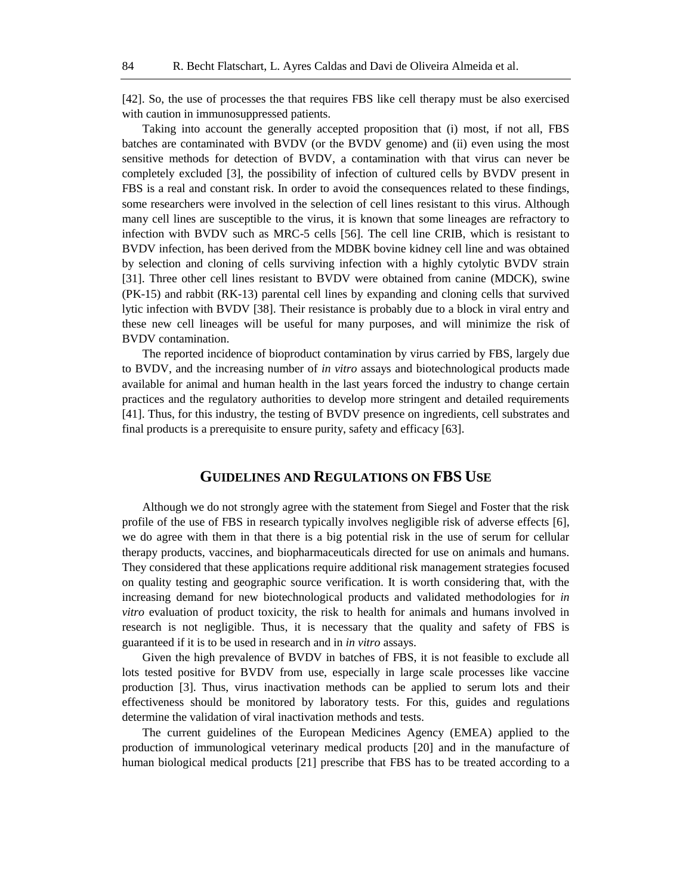[42]. So, the use of processes the that requires FBS like cell therapy must be also exercised with caution in immunosuppressed patients.

Taking into account the generally accepted proposition that (i) most, if not all, FBS batches are contaminated with BVDV (or the BVDV genome) and (ii) even using the most sensitive methods for detection of BVDV, a contamination with that virus can never be completely excluded [3], the possibility of infection of cultured cells by BVDV present in FBS is a real and constant risk. In order to avoid the consequences related to these findings, some researchers were involved in the selection of cell lines resistant to this virus. Although many cell lines are susceptible to the virus, it is known that some lineages are refractory to infection with BVDV such as MRC-5 cells [56]. The cell line CRIB, which is resistant to BVDV infection, has been derived from the MDBK bovine kidney cell line and was obtained by selection and cloning of cells surviving infection with a highly cytolytic BVDV strain [31]. Three other cell lines resistant to BVDV were obtained from canine (MDCK), swine (PK-15) and rabbit (RK-13) parental cell lines by expanding and cloning cells that survived lytic infection with BVDV [38]. Their resistance is probably due to a block in viral entry and these new cell lineages will be useful for many purposes, and will minimize the risk of BVDV contamination.

The reported incidence of bioproduct contamination by virus carried by FBS, largely due to BVDV, and the increasing number of *in vitro* assays and biotechnological products made available for animal and human health in the last years forced the industry to change certain practices and the regulatory authorities to develop more stringent and detailed requirements [41]. Thus, for this industry, the testing of BVDV presence on ingredients, cell substrates and final products is a prerequisite to ensure purity, safety and efficacy [63].

## Guidelines and Regulations on FBS Use

Although we do not strongly agree with the statement from Siegel and Foster that the risk profile of the use of FBS in research typically involves negligible risk of adverse effects [6], we do agree with them in that there is a big potential risk in the use of serum for cellular therapy products, vaccines, and biopharmaceuticals directed for use on animals and humans. They considered that these applications require additional risk management strategies focused on quality testing and geographic source verification. It is worth considering that, with the increasing demand for new biotechnological products and validated methodologies for *in vitro* evaluation of product toxicity, the risk to health for animals and humans involved in research is not negligible. Thus, it is necessary that the quality and safety of FBS is guaranteed if it is to be used in research and in *in vitro* assays.

Given the high prevalence of BVDV in batches of FBS, it is not feasible to exclude all lots tested positive for BVDV from use, especially in large scale processes like vaccine production [3]. Thus, virus inactivation methods can be applied to serum lots and their effectiveness should be monitored by laboratory tests. For this, guides and regulations determine the validation of viral inactivation methods and tests.

The current guidelines of the European Medicines Agency (EMEA) applied to the production of immunological veterinary medical products [20] and in the manufacture of human biological medical products [21] prescribe that FBS has to be treated according to a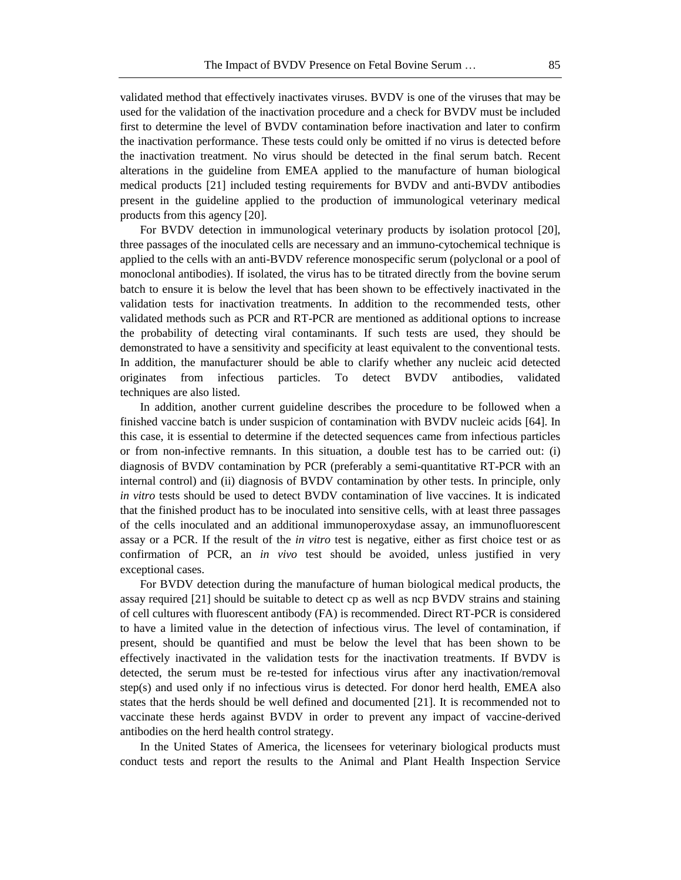validated method that effectively inactivates viruses. BVDV is one of the viruses that may be used for the validation of the inactivation procedure and a check for BVDV must be included first to determine the level of BVDV contamination before inactivation and later to confirm the inactivation performance. These tests could only be omitted if no virus is detected before the inactivation treatment. No virus should be detected in the final serum batch. Recent alterations in the guideline from EMEA applied to the manufacture of human biological medical products [21] included testing requirements for BVDV and anti-BVDV antibodies present in the guideline applied to the production of immunological veterinary medical products from this agency [20].

For BVDV detection in immunological veterinary products by isolation protocol [20], three passages of the inoculated cells are necessary and an immuno-cytochemical technique is applied to the cells with an anti-BVDV reference monospecific serum (polyclonal or a pool of monoclonal antibodies). If isolated, the virus has to be titrated directly from the bovine serum batch to ensure it is below the level that has been shown to be effectively inactivated in the validation tests for inactivation treatments. In addition to the recommended tests, other validated methods such as PCR and RT-PCR are mentioned as additional options to increase the probability of detecting viral contaminants. If such tests are used, they should be demonstrated to have a sensitivity and specificity at least equivalent to the conventional tests. In addition, the manufacturer should be able to clarify whether any nucleic acid detected originates from infectious particles. To detect BVDV antibodies, validated techniques are also listed.

In addition, another current guideline describes the procedure to be followed when a finished vaccine batch is under suspicion of contamination with BVDV nucleic acids [64]. In this case, it is essential to determine if the detected sequences came from infectious particles or from non-infective remnants. In this situation, a double test has to be carried out: (i) diagnosis of BVDV contamination by PCR (preferably a semi-quantitative RT-PCR with an internal control) and (ii) diagnosis of BVDV contamination by other tests. In principle, only *in vitro* tests should be used to detect BVDV contamination of live vaccines. It is indicated that the finished product has to be inoculated into sensitive cells, with at least three passages of the cells inoculated and an additional immunoperoxydase assay, an immunofluorescent assay or a PCR. If the result of the *in vitro* test is negative, either as first choice test or as confirmation of PCR, an *in vivo* test should be avoided, unless justified in very exceptional cases.

For BVDV detection during the manufacture of human biological medical products, the assay required [21] should be suitable to detect cp as well as ncp BVDV strains and staining of cell cultures with fluorescent antibody (FA) is recommended. Direct RT-PCR is considered to have a limited value in the detection of infectious virus. The level of contamination, if present, should be quantified and must be below the level that has been shown to be effectively inactivated in the validation tests for the inactivation treatments. If BVDV is detected, the serum must be re-tested for infectious virus after any inactivation/removal step(s) and used only if no infectious virus is detected. For donor herd health, EMEA also states that the herds should be well defined and documented [21]. It is recommended not to vaccinate these herds against BVDV in order to prevent any impact of vaccine-derived antibodies on the herd health control strategy.

In the United States of America, the licensees for veterinary biological products must conduct tests and report the results to the Animal and Plant Health Inspection Service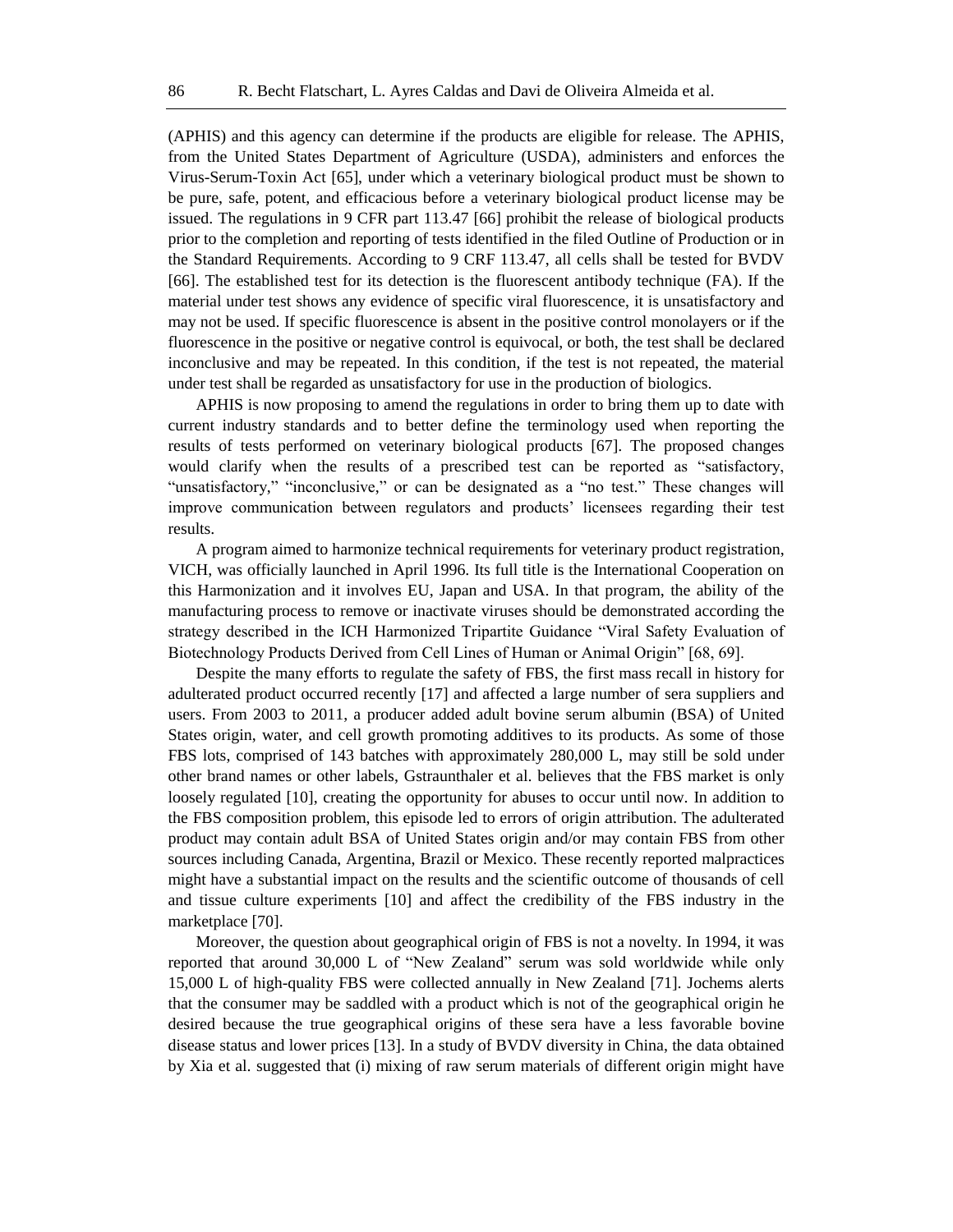(APHIS) and this agency can determine if the products are eligible for release. The APHIS, from the United States Department of Agriculture (USDA), administers and enforces the Virus-Serum-Toxin Act [65], under which a veterinary biological product must be shown to be pure, safe, potent, and efficacious before a veterinary biological product license may be issued. The regulations in 9 CFR part 113.47 [66] prohibit the release of biological products prior to the completion and reporting of tests identified in the filed Outline of Production or in the Standard Requirements. According to 9 CRF 113.47, all cells shall be tested for BVDV [66]. The established test for its detection is the fluorescent antibody technique (FA). If the material under test shows any evidence of specific viral fluorescence, it is unsatisfactory and may not be used. If specific fluorescence is absent in the positive control monolayers or if the fluorescence in the positive or negative control is equivocal, or both, the test shall be declared inconclusive and may be repeated. In this condition, if the test is not repeated, the material under test shall be regarded as unsatisfactory for use in the production of biologics.

APHIS is now proposing to amend the regulations in order to bring them up to date with current industry standards and to better define the terminology used when reporting the results of tests performed on veterinary biological products [67]. The proposed changes would clarify when the results of a prescribed test can be reported as "satisfactory, "unsatisfactory," "inconclusive," or can be designated as a "no test." These changes will improve communication between regulators and products' licensees regarding their test results.

A program aimed to harmonize technical requirements for veterinary product registration, VICH, was officially launched in April 1996. Its full title is the International Cooperation on this Harmonization and it involves EU, Japan and USA. In that program, the ability of the manufacturing process to remove or inactivate viruses should be demonstrated according the strategy described in the ICH Harmonized Tripartite Guidance "Viral Safety Evaluation of Biotechnology Products Derived from Cell Lines of Human or Animal Origin" [68, 69].

Despite the many efforts to regulate the safety of FBS, the first mass recall in history for adulterated product occurred recently [17] and affected a large number of sera suppliers and users. From 2003 to 2011, a producer added adult bovine serum albumin (BSA) of United States origin, water, and cell growth promoting additives to its products. As some of those FBS lots, comprised of 143 batches with approximately 280,000 L, may still be sold under other brand names or other labels, Gstraunthaler et al. believes that the FBS market is only loosely regulated [10], creating the opportunity for abuses to occur until now. In addition to the FBS composition problem, this episode led to errors of origin attribution. The adulterated product may contain adult BSA of United States origin and/or may contain FBS from other sources including Canada, Argentina, Brazil or Mexico. These recently reported malpractices might have a substantial impact on the results and the scientific outcome of thousands of cell and tissue culture experiments [10] and affect the credibility of the FBS industry in the marketplace [70].

Moreover, the question about geographical origin of FBS is not a novelty. In 1994, it was reported that around 30,000 L of "New Zealand" serum was sold worldwide while only 15,000 L of high-quality FBS were collected annually in New Zealand [71]. Jochems alerts that the consumer may be saddled with a product which is not of the geographical origin he desired because the true geographical origins of these sera have a less favorable bovine disease status and lower prices [13]. In a study of BVDV diversity in China, the data obtained by Xia et al. suggested that (i) mixing of raw serum materials of different origin might have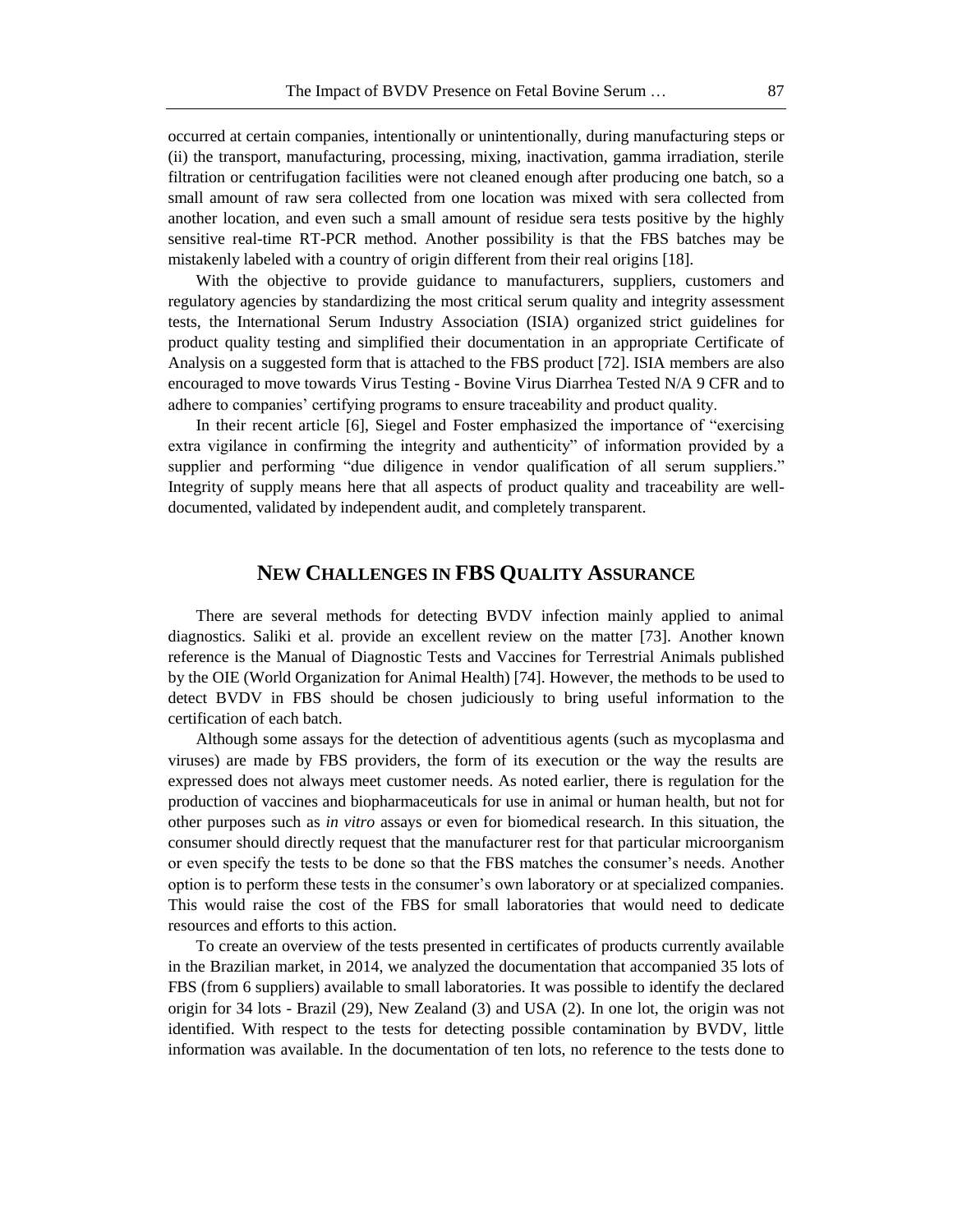occurred at certain companies, intentionally or unintentionally, during manufacturing steps or (ii) the transport, manufacturing, processing, mixing, inactivation, gamma irradiation, sterile filtration or centrifugation facilities were not cleaned enough after producing one batch, so a small amount of raw sera collected from one location was mixed with sera collected from another location, and even such a small amount of residue sera tests positive by the highly sensitive real-time RT-PCR method. Another possibility is that the FBS batches may be mistakenly labeled with a country of origin different from their real origins [18].

With the objective to provide guidance to manufacturers, suppliers, customers and regulatory agencies by standardizing the most critical serum quality and integrity assessment tests, the International Serum Industry Association (ISIA) organized strict guidelines for product quality testing and simplified their documentation in an appropriate Certificate of Analysis on a suggested form that is attached to the FBS product [72]. ISIA members are also encouraged to move towards Virus Testing - Bovine Virus Diarrhea Tested N/A 9 CFR and to adhere to companies' certifying programs to ensure traceability and product quality.

In their recent article [6], Siegel and Foster emphasized the importance of "exercising extra vigilance in confirming the integrity and authenticity" of information provided by a supplier and performing "due diligence in vendor qualification of all serum suppliers." Integrity of supply means here that all aspects of product quality and traceability are well-documented, validated by independent audit, and completely transparent.

## NEW CHALLENGES IN FBS QUALITY ASSURANCE

There are several methods for detecting BVDV infection mainly applied to animal diagnostics. Saliki et al. provide an excellent review on the matter [73]. Another known reference is the Manual of Diagnostic Tests and Vaccines for Terrestrial Animals published by the OIE (World Organization for Animal Health) [74]. However, the methods to be used to detect BVDV in FBS should be chosen judiciously to bring useful information to the certification of each batch.

Although some assays for the detection of adventitious agents (such as mycoplasma and viruses) are made by FBS providers, the form of its execution or the way the results are expressed does not always meet customer needs. As noted earlier, there is regulation for the production of vaccines and biopharmaceuticals for use in animal or human health, but not for other purposes such as *in vitro* assays or even for biomedical research. In this situation, the consumer should directly request that the manufacturer rest for that particular microorganism or even specify the tests to be done so that the FBS matches the consumer's needs. Another option is to perform these tests in the consumer's own laboratory or at specialized companies. This would raise the cost of the FBS for small laboratories that would need to dedicate resources and efforts to this action.

To create an overview of the tests presented in certificates of products currently available in the Brazilian market, in 2014, we analyzed the documentation that accompanied 35 lots of FBS (from 6 suppliers) available to small laboratories. It was possible to identify the declared origin for 34 lots - Brazil (29), New Zealand (3) and USA (2). In one lot, the origin was not identified. With respect to the tests for detecting possible contamination by BVDV, little information was available. In the documentation of ten lots, no reference to the tests done to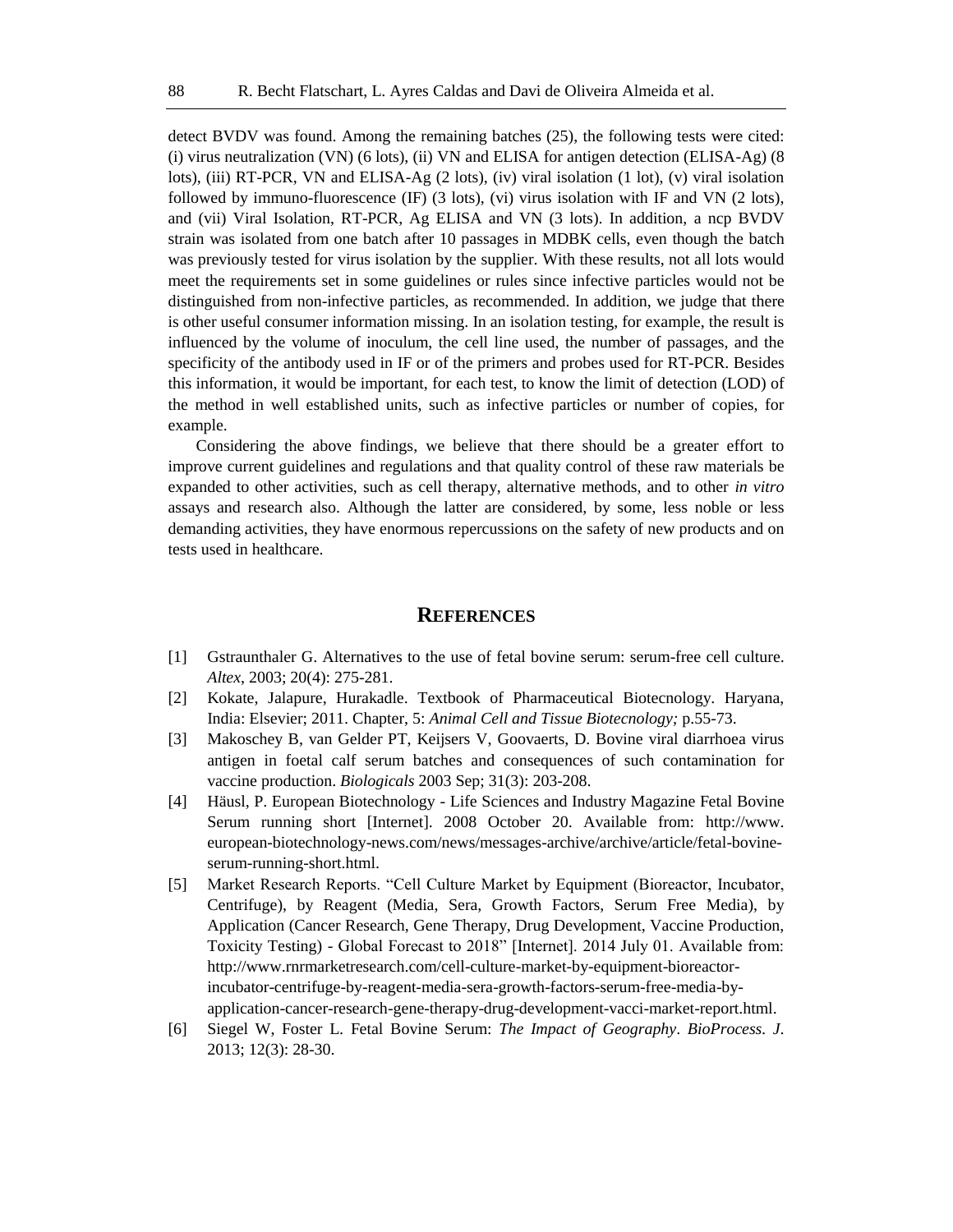detect BVDV was found. Among the remaining batches (25), the following tests were cited: (i) virus neutralization (VN) (6 lots), (ii) VN and ELISA for antigen detection (ELISA-Ag) (8 lots), (iii) RT-PCR, VN and ELISA-Ag (2 lots), (iv) viral isolation (1 lot), (v) viral isolation followed by immuno-fluorescence (IF) (3 lots), (vi) virus isolation with IF and VN (2 lots), and (vii) Viral Isolation, RT-PCR, Ag ELISA and VN (3 lots). In addition, a ncp BVDV strain was isolated from one batch after 10 passages in MDBK cells, even though the batch was previously tested for virus isolation by the supplier. With these results, not all lots would meet the requirements set in some guidelines or rules since infective particles would not be distinguished from non-infective particles, as recommended. In addition, we judge that there is other useful consumer information missing. In an isolation testing, for example, the result is influenced by the volume of inoculum, the cell line used, the number of passages, and the specificity of the antibody used in IF or of the primers and probes used for RT-PCR. Besides this information, it would be important, for each test, to know the limit of detection (LOD) of the method in well established units, such as infective particles or number of copies, for example.

Considering the above findings, we believe that there should be a greater effort to improve current guidelines and regulations and that quality control of these raw materials be expanded to other activities, such as cell therapy, alternative methods, and to other *in vitro* assays and research also. Although the latter are considered, by some, less noble or less demanding activities, they have enormous repercussions on the safety of new products and on tests used in healthcare.

## REFERENCES

[1] Gstraunthaler G. Alternatives to the use of fetal bovine serum: serum-free cell culture. *Altex*, 2003; 20(4): 275-281.

[2] Kokate, Jalapure, Hurakadle. Textbook of Pharmaceutical Biotecnology. Haryana, India: Elsevier; 2011. Chapter, 5: *Animal Cell and Tissue Biotecnology;* p.55-73.

[3] Makoschey B, van Gelder PT, Keijsers V, Goovaerts, D. Bovine viral diarrhoea virus antigen in foetal calf serum batches and consequences of such contamination for vaccine production. *Biologicals* 2003 Sep; 31(3): 203-208.

[4] Häusl, P. European Biotechnology - Life Sciences and Industry Magazine Fetal Bovine Serum running short [Internet]. 2008 October 20. Available from: http://www.european-biotechnology-news.com/news/messages-archive/archive/article/fetal-bovine-serum-running-short.html.

[5] Market Research Reports. "Cell Culture Market by Equipment (Bioreactor, Incubator, Centrifuge), by Reagent (Media, Sera, Growth Factors, Serum Free Media), by Application (Cancer Research, Gene Therapy, Drug Development, Vaccine Production, Toxicity Testing) - Global Forecast to 2018" [Internet]. 2014 July 01. Available from: http://www.rnrmarketresearch.com/cell-culture-market-by-equipment-bioreactor-incubator-centrifuge-by-reagent-media-sera-growth-factors-serum-free-media-by-application-cancer-research-gene-therapy-drug-development-vacci-market-report.html.

[6] Siegel W, Foster L. Fetal Bovine Serum: *The Impact of Geography*. *BioProcess. J*. 2013; 12(3): 28-30.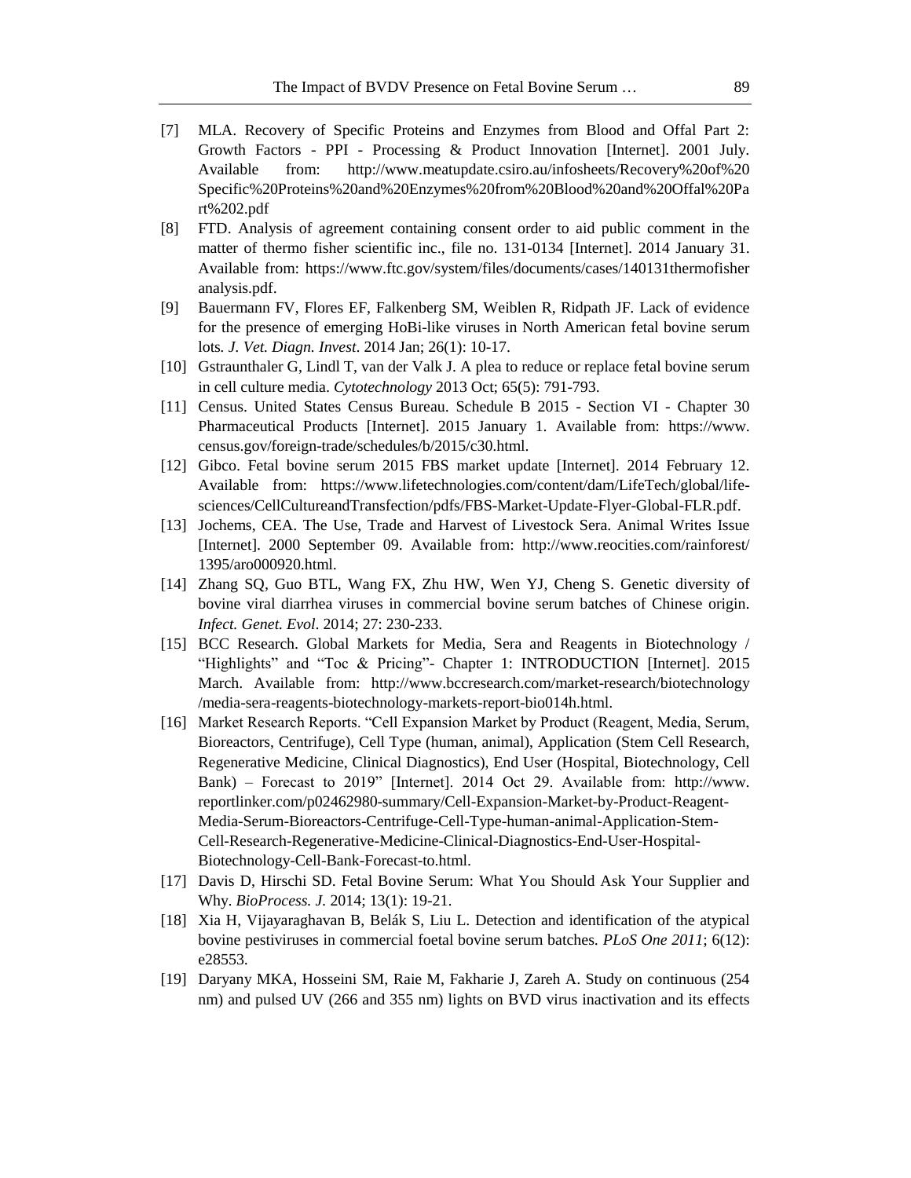[7] MLA. Recovery of Specific Proteins and Enzymes from Blood and Offal Part 2: Growth Factors - PPI - Processing & Product Innovation [Internet]. 2001 July. Available from: http://www.meatupdate.csiro.au/infosheets/Recovery%20of%20Specific%20Proteins%20and%20Enzymes%20from%20Blood%20and%20Offal%20Part%202.pdf

[8] FTD. Analysis of agreement containing consent order to aid public comment in the matter of thermo fisher scientific inc., file no. 131-0134 [Internet]. 2014 January 31. Available from: https://www.ftc.gov/system/files/documents/cases/140131thermofisheranalysis.pdf.

[9] Bauermann FV, Flores EF, Falkenberg SM, Weiblen R, Ridpath JF. Lack of evidence for the presence of emerging HoBi-like viruses in North American fetal bovine serum lots. *J. Vet. Diagn. Invest*. 2014 Jan; 26(1): 10-17.

[10] Gstraunthaler G, Lindl T, van der Valk J. A plea to reduce or replace fetal bovine serum in cell culture media. *Cytotechnology* 2013 Oct; 65(5): 791-793.

[11] Census. United States Census Bureau. Schedule B 2015 - Section VI - Chapter 30 Pharmaceutical Products [Internet]. 2015 January 1. Available from: https://www.census.gov/foreign-trade/schedules/b/2015/c30.html.

[12] Gibco. Fetal bovine serum 2015 FBS market update [Internet]. 2014 February 12. Available from: https://www.lifetechnologies.com/content/dam/LifeTech/global/life-sciences/CellCultureandTransfection/pdfs/FBS-Market-Update-Flyer-Global-FLR.pdf.

[13] Jochems, CEA. The Use, Trade and Harvest of Livestock Sera. Animal Writes Issue [Internet]. 2000 September 09. Available from: http://www.reocities.com/rainforest/1395/aro000920.html.

[14] Zhang SQ, Guo BTL, Wang FX, Zhu HW, Wen YJ, Cheng S. Genetic diversity of bovine viral diarrhea viruses in commercial bovine serum batches of Chinese origin. *Infect. Genet. Evol*. 2014; 27: 230-233.

[15] BCC Research. Global Markets for Media, Sera and Reagents in Biotechnology / "Highlights" and "Toc & Pricing"- Chapter 1: INTRODUCTION [Internet]. 2015 March. Available from: http://www.bccresearch.com/market-research/biotechnology/media-sera-reagents-biotechnology-markets-report-bio014h.html.

[16] Market Research Reports. "Cell Expansion Market by Product (Reagent, Media, Serum, Bioreactors, Centrifuge), Cell Type (human, animal), Application (Stem Cell Research, Regenerative Medicine, Clinical Diagnostics), End User (Hospital, Biotechnology, Cell Bank) – Forecast to 2019" [Internet]. 2014 Oct 29. Available from: http://www.reportlinker.com/p02462980-summary/Cell-Expansion-Market-by-Product-Reagent-Media-Serum-Bioreactors-Centrifuge-Cell-Type-human-animal-Application-Stem-Cell-Research-Regenerative-Medicine-Clinical-Diagnostics-End-User-Hospital-Biotechnology-Cell-Bank-Forecast-to.html.

[17] Davis D, Hirschi SD. Fetal Bovine Serum: What You Should Ask Your Supplier and Why. *BioProcess. J.* 2014; 13(1): 19-21.

[18] Xia H, Vijayaraghavan B, Belák S, Liu L. Detection and identification of the atypical bovine pestiviruses in commercial foetal bovine serum batches. *PLoS One 2011*; 6(12): e28553.

[19] Daryany MKA, Hosseini SM, Raie M, Fakharie J, Zareh A. Study on continuous (254 nm) and pulsed UV (266 and 355 nm) lights on BVD virus inactivation and its effects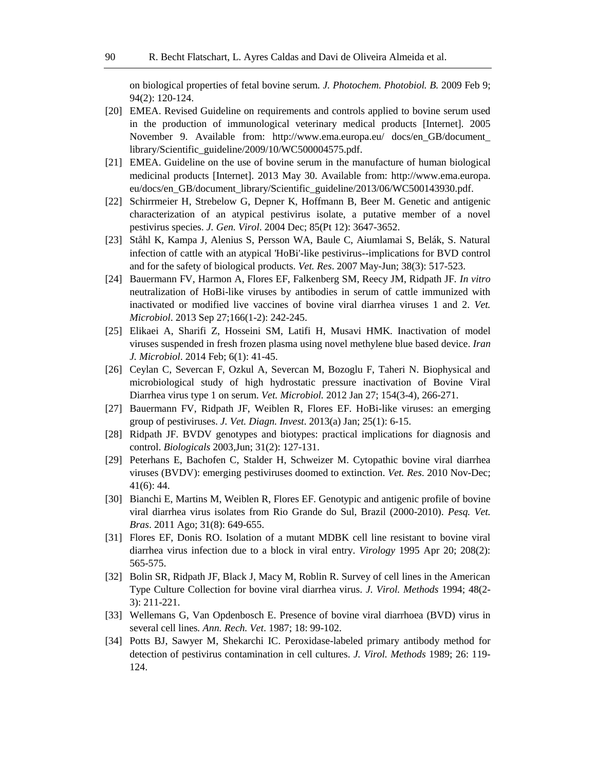on biological properties of fetal bovine serum. *J. Photochem. Photobiol. B.* 2009 Feb 9; 94(2): 120-124.

[20] EMEA. Revised Guideline on requirements and controls applied to bovine serum used in the production of immunological veterinary medical products [Internet]. 2005 November 9. Available from: http://www.ema.europa.eu/ docs/en_GB/document_library/Scientific_guideline/2009/10/WC500004575.pdf.

[21] EMEA. Guideline on the use of bovine serum in the manufacture of human biological medicinal products [Internet]. 2013 May 30. Available from: http://www.ema.europa.eu/docs/en_GB/document_library/Scientific_guideline/2013/06/WC500143930.pdf.

[22] Schirrmeier H, Strebelow G, Depner K, Hoffmann B, Beer M. Genetic and antigenic characterization of an atypical pestivirus isolate, a putative member of a novel pestivirus species. *J. Gen. Virol*. 2004 Dec; 85(Pt 12): 3647-3652.

[23] Ståhl K, Kampa J, Alenius S, Persson WA, Baule C, Aiumlamai S, Belák, S. Natural infection of cattle with an atypical 'HoBi'-like pestivirus--implications for BVD control and for the safety of biological products. *Vet. Res*. 2007 May-Jun; 38(3): 517-523.

[24] Bauermann FV, Harmon A, Flores EF, Falkenberg SM, Reecy JM, Ridpath JF. *In vitro* neutralization of HoBi-like viruses by antibodies in serum of cattle immunized with inactivated or modified live vaccines of bovine viral diarrhea viruses 1 and 2. *Vet. Microbiol*. 2013 Sep 27;166(1-2): 242-245.

[25] Elikaei A, Sharifi Z, Hosseini SM, Latifi H, Musavi HMK. Inactivation of model viruses suspended in fresh frozen plasma using novel methylene blue based device. *Iran J. Microbiol*. 2014 Feb; 6(1): 41-45.

[26] Ceylan C, Severcan F, Ozkul A, Severcan M, Bozoglu F, Taheri N. Biophysical and microbiological study of high hydrostatic pressure inactivation of Bovine Viral Diarrhea virus type 1 on serum. *Vet. Microbiol.* 2012 Jan 27; 154(3-4), 266-271.

[27] Bauermann FV, Ridpath JF, Weiblen R, Flores EF. HoBi-like viruses: an emerging group of pestiviruses. *J. Vet. Diagn. Invest*. 2013(a) Jan; 25(1): 6-15.

[28] Ridpath JF. BVDV genotypes and biotypes: practical implications for diagnosis and control. *Biologicals* 2003,Jun; 31(2): 127-131.

[29] Peterhans E, Bachofen C, Stalder H, Schweizer M. Cytopathic bovine viral diarrhea viruses (BVDV): emerging pestiviruses doomed to extinction. *Vet. Res*. 2010 Nov-Dec; 41(6): 44.

[30] Bianchi E, Martins M, Weiblen R, Flores EF. Genotypic and antigenic profile of bovine viral diarrhea virus isolates from Rio Grande do Sul, Brazil (2000-2010). *Pesq. Vet. Bras*. 2011 Ago; 31(8): 649-655.

[31] Flores EF, Donis RO. Isolation of a mutant MDBK cell line resistant to bovine viral diarrhea virus infection due to a block in viral entry. *Virology* 1995 Apr 20; 208(2): 565-575.

[32] Bolin SR, Ridpath JF, Black J, Macy M, Roblin R. Survey of cell lines in the American Type Culture Collection for bovine viral diarrhea virus. *J. Virol. Methods* 1994; 48(2-3): 211-221.

[33] Wellemans G, Van Opdenbosch E. Presence of bovine viral diarrhoea (BVD) virus in several cell lines. *Ann. Rech. Vet*. 1987; 18: 99-102.

[34] Potts BJ, Sawyer M, Shekarchi IC. Peroxidase-labeled primary antibody method for detection of pestivirus contamination in cell cultures. *J. Virol. Methods* 1989; 26: 119-124.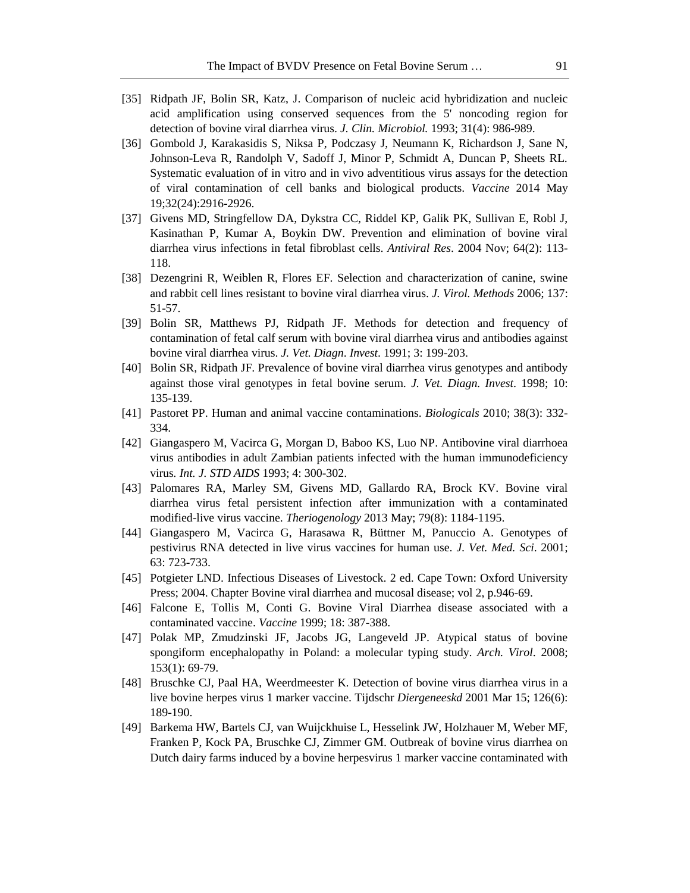[35] Ridpath JF, Bolin SR, Katz, J. Comparison of nucleic acid hybridization and nucleic acid amplification using conserved sequences from the 5' noncoding region for detection of bovine viral diarrhea virus. *J. Clin. Microbiol.* 1993; 31(4): 986-989.

[36] Gombold J, Karakasidis S, Niksa P, Podczasy J, Neumann K, Richardson J, Sane N, Johnson-Leva R, Randolph V, Sadoff J, Minor P, Schmidt A, Duncan P, Sheets RL. Systematic evaluation of in vitro and in vivo adventitious virus assays for the detection of viral contamination of cell banks and biological products. *Vaccine* 2014 May 19;32(24):2916-2926.

[37] Givens MD, Stringfellow DA, Dykstra CC, Riddel KP, Galik PK, Sullivan E, Robl J, Kasinathan P, Kumar A, Boykin DW. Prevention and elimination of bovine viral diarrhea virus infections in fetal fibroblast cells. *Antiviral Res*. 2004 Nov; 64(2): 113-118.

[38] Dezengrini R, Weiblen R, Flores EF. Selection and characterization of canine, swine and rabbit cell lines resistant to bovine viral diarrhea virus. *J. Virol. Methods* 2006; 137: 51-57.

[39] Bolin SR, Matthews PJ, Ridpath JF. Methods for detection and frequency of contamination of fetal calf serum with bovine viral diarrhea virus and antibodies against bovine viral diarrhea virus. *J. Vet. Diagn. Invest*. 1991; 3: 199-203.

[40] Bolin SR, Ridpath JF. Prevalence of bovine viral diarrhea virus genotypes and antibody against those viral genotypes in fetal bovine serum. *J. Vet. Diagn. Invest*. 1998; 10: 135-139.

[41] Pastoret PP. Human and animal vaccine contaminations. *Biologicals* 2010; 38(3): 332-334.

[42] Giangaspero M, Vacirca G, Morgan D, Baboo KS, Luo NP. Antibovine viral diarrhoea virus antibodies in adult Zambian patients infected with the human immunodeficiency virus. *Int. J. STD AIDS* 1993; 4: 300-302.

[43] Palomares RA, Marley SM, Givens MD, Gallardo RA, Brock KV. Bovine viral diarrhea virus fetal persistent infection after immunization with a contaminated modified-live virus vaccine. *Theriogenology* 2013 May; 79(8): 1184-1195.

[44] Giangaspero M, Vacirca G, Harasawa R, Büttner M, Panuccio A. Genotypes of pestivirus RNA detected in live virus vaccines for human use. *J. Vet. Med. Sci*. 2001; 63: 723-733.

[45] Potgieter LND. Infectious Diseases of Livestock. 2 ed. Cape Town: Oxford University Press; 2004. Chapter Bovine viral diarrhea and mucosal disease; vol 2, p.946-69.

[46] Falcone E, Tollis M, Conti G. Bovine Viral Diarrhea disease associated with a contaminated vaccine. *Vaccine* 1999; 18: 387-388.

[47] Polak MP, Zmudzinski JF, Jacobs JG, Langeveld JP. Atypical status of bovine spongiform encephalopathy in Poland: a molecular typing study. *Arch. Virol*. 2008; 153(1): 69-79.

[48] Bruschke CJ, Paal HA, Weerdmeester K. Detection of bovine virus diarrhea virus in a live bovine herpes virus 1 marker vaccine. Tijdschr *Diergeneeskd* 2001 Mar 15; 126(6): 189-190.

[49] Barkema HW, Bartels CJ, van Wuijckhuise L, Hesselink JW, Holzhauer M, Weber MF, Franken P, Kock PA, Bruschke CJ, Zimmer GM. Outbreak of bovine virus diarrhea on Dutch dairy farms induced by a bovine herpesvirus 1 marker vaccine contaminated with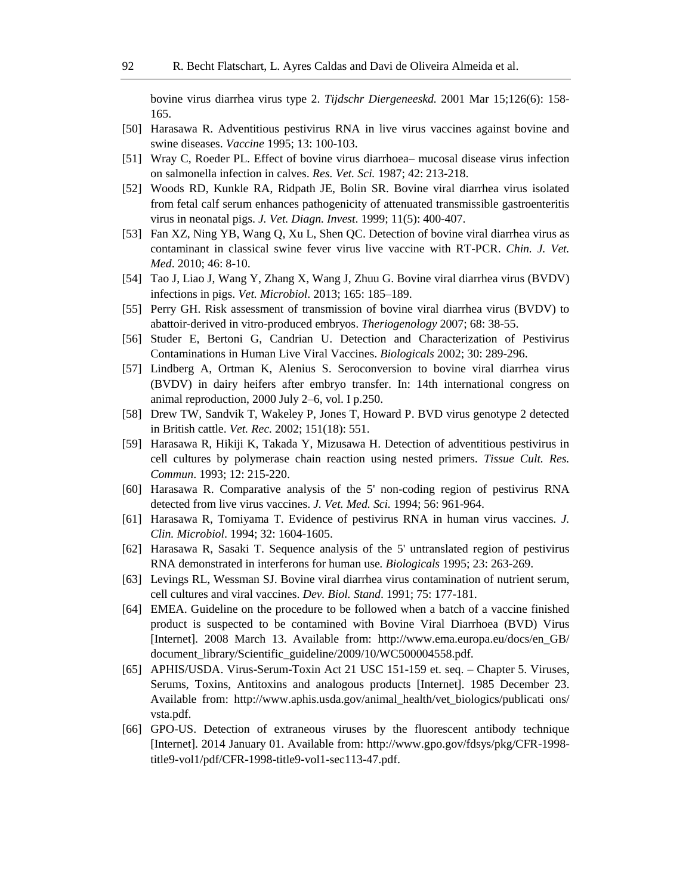bovine virus diarrhea virus type 2. *Tijdschr Diergeneeskd.* 2001 Mar 15;126(6): 158-165.

[50] Harasawa R. Adventitious pestivirus RNA in live virus vaccines against bovine and swine diseases. *Vaccine* 1995; 13: 100-103.

[51] Wray C, Roeder PL. Effect of bovine virus diarrhoea– mucosal disease virus infection on salmonella infection in calves. *Res. Vet. Sci.* 1987; 42: 213-218.

[52] Woods RD, Kunkle RA, Ridpath JE, Bolin SR. Bovine viral diarrhea virus isolated from fetal calf serum enhances pathogenicity of attenuated transmissible gastroenteritis virus in neonatal pigs. *J. Vet. Diagn. Invest*. 1999; 11(5): 400-407.

[53] Fan XZ, Ning YB, Wang Q, Xu L, Shen QC. Detection of bovine viral diarrhea virus as contaminant in classical swine fever virus live vaccine with RT-PCR. *Chin. J. Vet. Med*. 2010; 46: 8-10.

[54] Tao J, Liao J, Wang Y, Zhang X, Wang J, Zhuu G. Bovine viral diarrhea virus (BVDV) infections in pigs. *Vet. Microbiol*. 2013; 165: 185–189.

[55] Perry GH. Risk assessment of transmission of bovine viral diarrhea virus (BVDV) to abattoir-derived in vitro-produced embryos. *Theriogenology* 2007; 68: 38-55.

[56] Studer E, Bertoni G, Candrian U. Detection and Characterization of Pestivirus Contaminations in Human Live Viral Vaccines. *Biologicals* 2002; 30: 289-296.

[57] Lindberg A, Ortman K, Alenius S. Seroconversion to bovine viral diarrhea virus (BVDV) in dairy heifers after embryo transfer. In: 14th international congress on animal reproduction, 2000 July 2–6, vol. I p.250.

[58] Drew TW, Sandvik T, Wakeley P, Jones T, Howard P. BVD virus genotype 2 detected in British cattle. *Vet. Rec.* 2002; 151(18): 551.

[59] Harasawa R, Hikiji K, Takada Y, Mizusawa H. Detection of adventitious pestivirus in cell cultures by polymerase chain reaction using nested primers. *Tissue Cult. Res. Commun*. 1993; 12: 215-220.

[60] Harasawa R. Comparative analysis of the 5' non-coding region of pestivirus RNA detected from live virus vaccines. *J. Vet. Med. Sci.* 1994; 56: 961-964.

[61] Harasawa R, Tomiyama T. Evidence of pestivirus RNA in human virus vaccines. *J. Clin. Microbiol*. 1994; 32: 1604-1605.

[62] Harasawa R, Sasaki T. Sequence analysis of the 5' untranslated region of pestivirus RNA demonstrated in interferons for human use. *Biologicals* 1995; 23: 263-269.

[63] Levings RL, Wessman SJ. Bovine viral diarrhea virus contamination of nutrient serum, cell cultures and viral vaccines. *Dev. Biol. Stand*. 1991; 75: 177-181.

[64] EMEA. Guideline on the procedure to be followed when a batch of a vaccine finished product is suspected to be contamined with Bovine Viral Diarrhoea (BVD) Virus [Internet]. 2008 March 13. Available from: http://www.ema.europa.eu/docs/en_GB/document_library/Scientific_guideline/2009/10/WC500004558.pdf.

[65] APHIS/USDA. Virus-Serum-Toxin Act 21 USC 151-159 et. seq. – Chapter 5. Viruses, Serums, Toxins, Antitoxins and analogous products [Internet]. 1985 December 23. Available from: http://www.aphis.usda.gov/animal_health/vet_biologics/publicati ons/vsta.pdf.

[66] GPO-US. Detection of extraneous viruses by the fluorescent antibody technique [Internet]. 2014 January 01. Available from: http://www.gpo.gov/fdsys/pkg/CFR-1998-title9-vol1/pdf/CFR-1998-title9-vol1-sec113-47.pdf.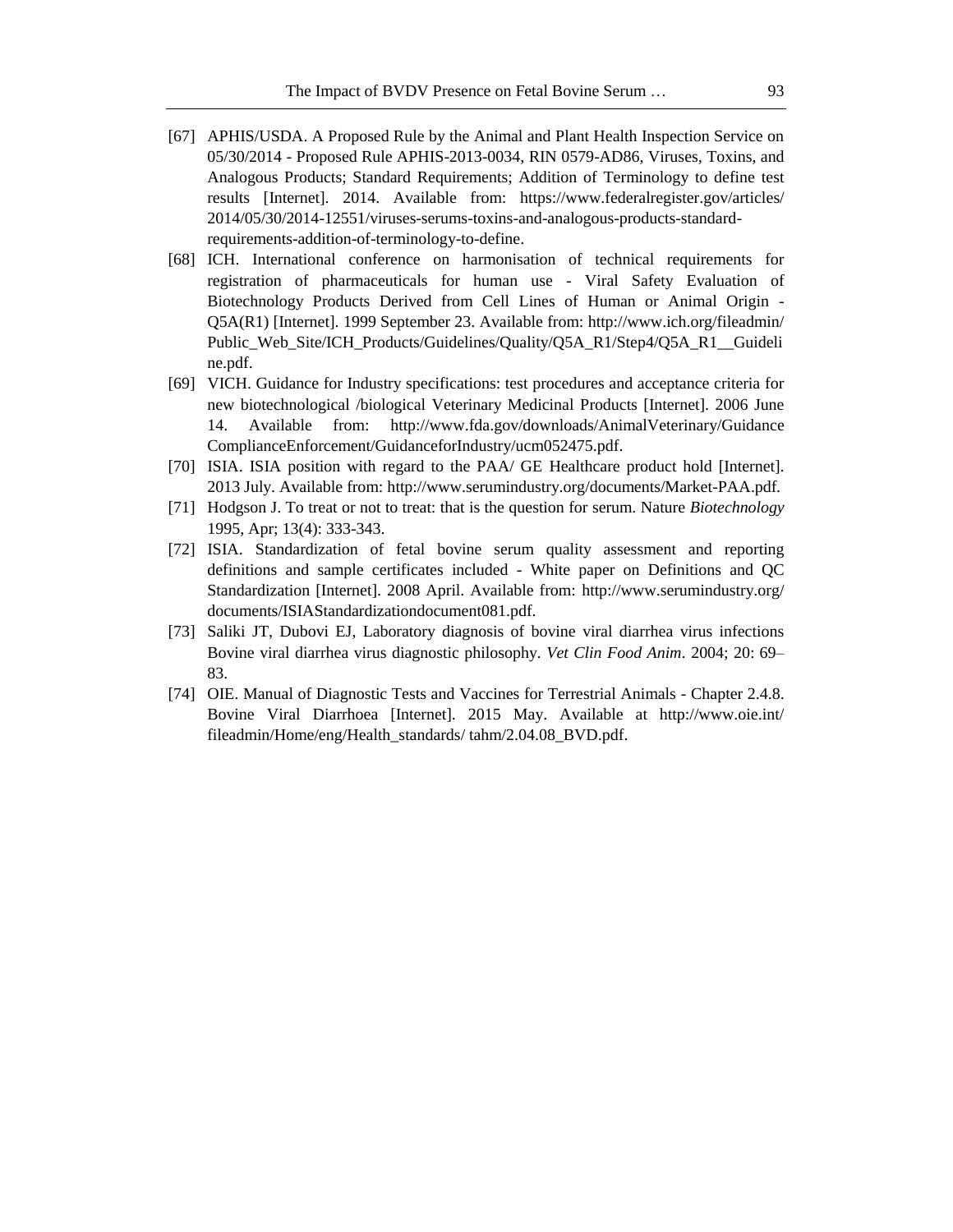[67] APHIS/USDA. A Proposed Rule by the Animal and Plant Health Inspection Service on 05/30/2014 - Proposed Rule APHIS-2013-0034, RIN 0579-AD86, Viruses, Toxins, and Analogous Products; Standard Requirements; Addition of Terminology to define test results [Internet]. 2014. Available from: https://www.federalregister.gov/articles/2014/05/30/2014-12551/viruses-serums-toxins-and-analogous-products-standard-requirements-addition-of-terminology-to-define.

[68] ICH. International conference on harmonisation of technical requirements for registration of pharmaceuticals for human use - Viral Safety Evaluation of Biotechnology Products Derived from Cell Lines of Human or Animal Origin - Q5A(R1) [Internet]. 1999 September 23. Available from: http://www.ich.org/fileadmin/Public_Web_Site/ICH_Products/Guidelines/Quality/Q5A_R1/Step4/Q5A_R1__Guideline.pdf.

[69] VICH. Guidance for Industry specifications: test procedures and acceptance criteria for new biotechnological /biological Veterinary Medicinal Products [Internet]. 2006 June 14. Available from: http://www.fda.gov/downloads/AnimalVeterinary/GuidanceComplianceEnforcement/GuidanceforIndustry/ucm052475.pdf.

[70] ISIA. ISIA position with regard to the PAA/ GE Healthcare product hold [Internet]. 2013 July. Available from: http://www.serumindustry.org/documents/Market-PAA.pdf.

[71] Hodgson J. To treat or not to treat: that is the question for serum. Nature *Biotechnology* 1995, Apr; 13(4): 333-343.

[72] ISIA. Standardization of fetal bovine serum quality assessment and reporting definitions and sample certificates included - White paper on Definitions and QC Standardization [Internet]. 2008 April. Available from: http://www.serumindustry.org/documents/ISIAStandardizationdocument081.pdf.

[73] Saliki JT, Dubovi EJ, Laboratory diagnosis of bovine viral diarrhea virus infections Bovine viral diarrhea virus diagnostic philosophy. *Vet Clin Food Anim*. 2004; 20: 69–83.

[74] OIE. Manual of Diagnostic Tests and Vaccines for Terrestrial Animals - Chapter 2.4.8. Bovine Viral Diarrhoea [Internet]. 2015 May. Available at http://www.oie.int/fileadmin/Home/eng/Health_standards/ tahm/2.04.08_BVD.pdf.